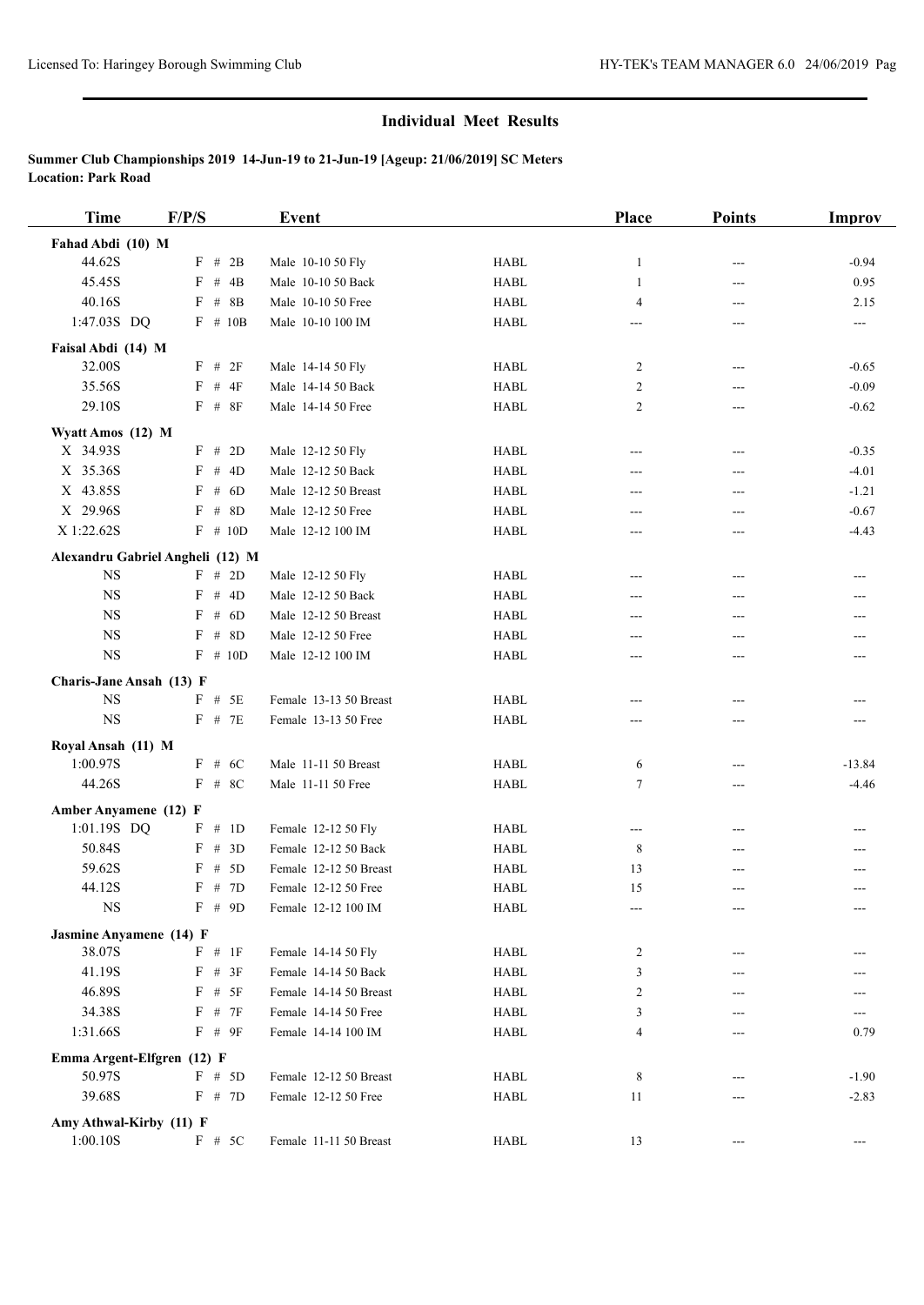Licensed To: Haringey Borough Swimming Club

HY-TEK's TEAM MANAGER 6.0 24/06/2019 Pag

## Individual Meet Results

**Summer Club Championships 2019 14-Jun-19 to 21-Jun-19 [Ageup: 21/06/2019] SC Meters**
**Location: Park Road**

| Time | F/P/S | Event | | Place | Points | Improv |
|---|---|---|---|---|---|---|
| **Fahad Abdi (10) M** | | | | | | |
| 44.62S | F # 2B | Male 10-10 50 Fly | HABL | 1 | --- | -0.94 |
| 45.45S | F # 4B | Male 10-10 50 Back | HABL | 1 | --- | 0.95 |
| 40.16S | F # 8B | Male 10-10 50 Free | HABL | 4 | --- | 2.15 |
| 1:47.03S DQ | F # 10B | Male 10-10 100 IM | HABL | --- | --- | --- |
| **Faisal Abdi (14) M** | | | | | | |
| 32.00S | F # 2F | Male 14-14 50 Fly | HABL | 2 | --- | -0.65 |
| 35.56S | F # 4F | Male 14-14 50 Back | HABL | 2 | --- | -0.09 |
| 29.10S | F # 8F | Male 14-14 50 Free | HABL | 2 | --- | -0.62 |
| **Wyatt Amos (12) M** | | | | | | |
| X 34.93S | F # 2D | Male 12-12 50 Fly | HABL | --- | --- | -0.35 |
| X 35.36S | F # 4D | Male 12-12 50 Back | HABL | --- | --- | -4.01 |
| X 43.85S | F # 6D | Male 12-12 50 Breast | HABL | --- | --- | -1.21 |
| X 29.96S | F # 8D | Male 12-12 50 Free | HABL | --- | --- | -0.67 |
| X 1:22.62S | F # 10D | Male 12-12 100 IM | HABL | --- | --- | -4.43 |
| **Alexandru Gabriel Angheli (12) M** | | | | | | |
| NS | F # 2D | Male 12-12 50 Fly | HABL | --- | --- | --- |
| NS | F # 4D | Male 12-12 50 Back | HABL | --- | --- | --- |
| NS | F # 6D | Male 12-12 50 Breast | HABL | --- | --- | --- |
| NS | F # 8D | Male 12-12 50 Free | HABL | --- | --- | --- |
| NS | F # 10D | Male 12-12 100 IM | HABL | --- | --- | --- |
| **Charis-Jane Ansah (13) F** | | | | | | |
| NS | F # 5E | Female 13-13 50 Breast | HABL | --- | --- | --- |
| NS | F # 7E | Female 13-13 50 Free | HABL | --- | --- | --- |
| **Royal Ansah (11) M** | | | | | | |
| 1:00.97S | F # 6C | Male 11-11 50 Breast | HABL | 6 | --- | -13.84 |
| 44.26S | F # 8C | Male 11-11 50 Free | HABL | 7 | --- | -4.46 |
| **Amber Anyamene (12) F** | | | | | | |
| 1:01.19S DQ | F # 1D | Female 12-12 50 Fly | HABL | --- | --- | --- |
| 50.84S | F # 3D | Female 12-12 50 Back | HABL | 8 | --- | --- |
| 59.62S | F # 5D | Female 12-12 50 Breast | HABL | 13 | --- | --- |
| 44.12S | F # 7D | Female 12-12 50 Free | HABL | 15 | --- | --- |
| NS | F # 9D | Female 12-12 100 IM | HABL | --- | --- | --- |
| **Jasmine Anyamene (14) F** | | | | | | |
| 38.07S | F # 1F | Female 14-14 50 Fly | HABL | 2 | --- | --- |
| 41.19S | F # 3F | Female 14-14 50 Back | HABL | 3 | --- | --- |
| 46.89S | F # 5F | Female 14-14 50 Breast | HABL | 2 | --- | --- |
| 34.38S | F # 7F | Female 14-14 50 Free | HABL | 3 | --- | --- |
| 1:31.66S | F # 9F | Female 14-14 100 IM | HABL | 4 | --- | 0.79 |
| **Emma Argent-Elfgren (12) F** | | | | | | |
| 50.97S | F # 5D | Female 12-12 50 Breast | HABL | 8 | --- | -1.90 |
| 39.68S | F # 7D | Female 12-12 50 Free | HABL | 11 | --- | -2.83 |
| **Amy Athwal-Kirby (11) F** | | | | | | |
| 1:00.10S | F # 5C | Female 11-11 50 Breast | HABL | 13 | --- | --- |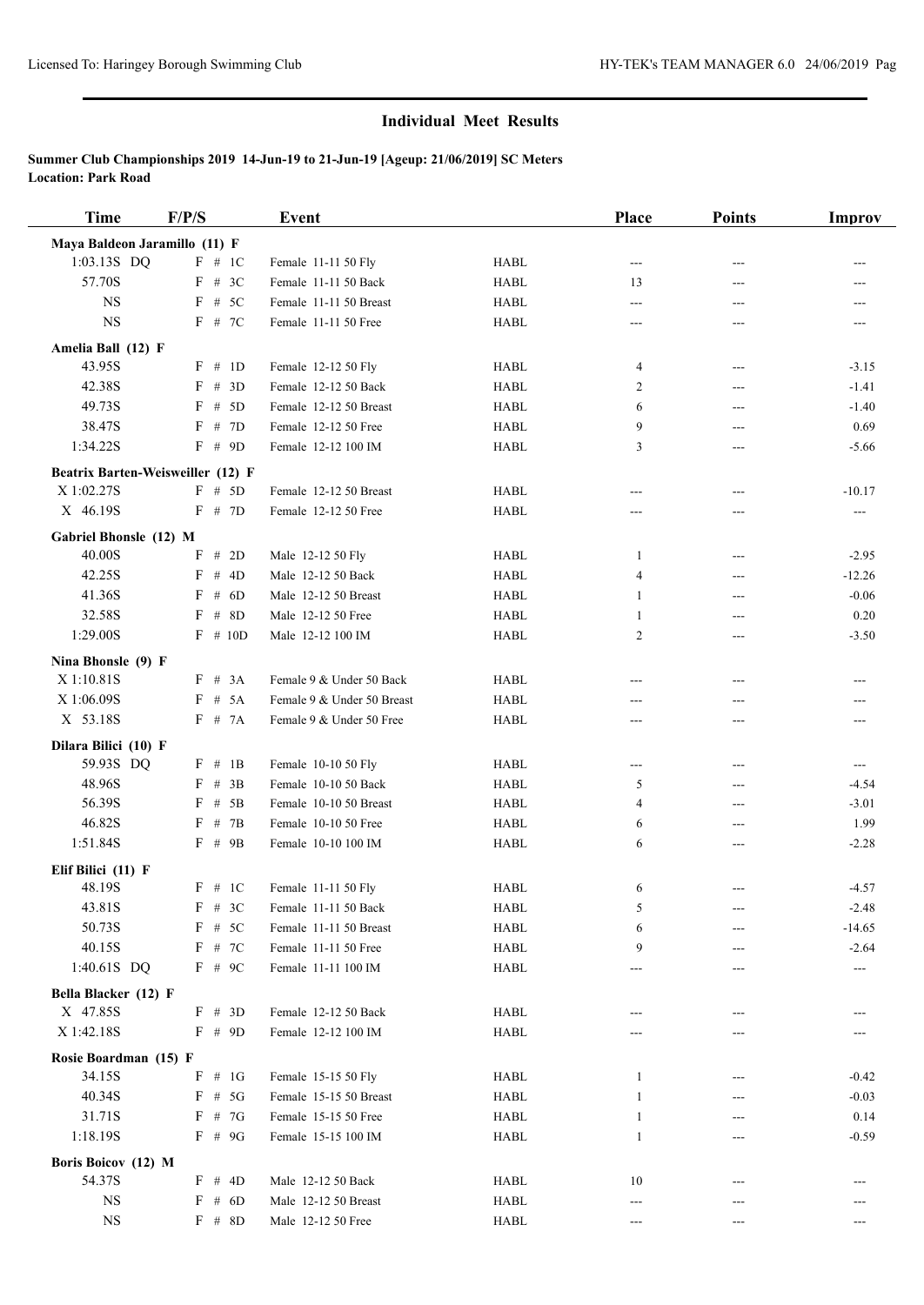## Individual Meet Results

**Summer Club Championships 2019 14-Jun-19 to 21-Jun-19 [Ageup: 21/06/2019] SC Meters**
**Location: Park Road**

| Time | F/P/S | Event | | Place | Points | Improv |
|---|---|---|---|---|---|---|
| **Maya Baldeon Jaramillo (11) F** | | | | | | |
| 1:03.13S DQ | F # 1C | Female 11-11 50 Fly | HABL | --- | --- | --- |
| 57.70S | F # 3C | Female 11-11 50 Back | HABL | 13 | --- | --- |
| NS | F # 5C | Female 11-11 50 Breast | HABL | --- | --- | --- |
| NS | F # 7C | Female 11-11 50 Free | HABL | --- | --- | --- |
| **Amelia Ball (12) F** | | | | | | |
| 43.95S | F # 1D | Female 12-12 50 Fly | HABL | 4 | --- | -3.15 |
| 42.38S | F # 3D | Female 12-12 50 Back | HABL | 2 | --- | -1.41 |
| 49.73S | F # 5D | Female 12-12 50 Breast | HABL | 6 | --- | -1.40 |
| 38.47S | F # 7D | Female 12-12 50 Free | HABL | 9 | --- | 0.69 |
| 1:34.22S | F # 9D | Female 12-12 100 IM | HABL | 3 | --- | -5.66 |
| **Beatrix Barten-Weisweiller (12) F** | | | | | | |
| X 1:02.27S | F # 5D | Female 12-12 50 Breast | HABL | --- | --- | -10.17 |
| X 46.19S | F # 7D | Female 12-12 50 Free | HABL | --- | --- | --- |
| **Gabriel Bhonsle (12) M** | | | | | | |
| 40.00S | F # 2D | Male 12-12 50 Fly | HABL | 1 | --- | -2.95 |
| 42.25S | F # 4D | Male 12-12 50 Back | HABL | 4 | --- | -12.26 |
| 41.36S | F # 6D | Male 12-12 50 Breast | HABL | 1 | --- | -0.06 |
| 32.58S | F # 8D | Male 12-12 50 Free | HABL | 1 | --- | 0.20 |
| 1:29.00S | F # 10D | Male 12-12 100 IM | HABL | 2 | --- | -3.50 |
| **Nina Bhonsle (9) F** | | | | | | |
| X 1:10.81S | F # 3A | Female 9 & Under 50 Back | HABL | --- | --- | --- |
| X 1:06.09S | F # 5A | Female 9 & Under 50 Breast | HABL | --- | --- | --- |
| X 53.18S | F # 7A | Female 9 & Under 50 Free | HABL | --- | --- | --- |
| **Dilara Bilici (10) F** | | | | | | |
| 59.93S DQ | F # 1B | Female 10-10 50 Fly | HABL | --- | --- | --- |
| 48.96S | F # 3B | Female 10-10 50 Back | HABL | 5 | --- | -4.54 |
| 56.39S | F # 5B | Female 10-10 50 Breast | HABL | 4 | --- | -3.01 |
| 46.82S | F # 7B | Female 10-10 50 Free | HABL | 6 | --- | 1.99 |
| 1:51.84S | F # 9B | Female 10-10 100 IM | HABL | 6 | --- | -2.28 |
| **Elif Bilici (11) F** | | | | | | |
| 48.19S | F # 1C | Female 11-11 50 Fly | HABL | 6 | --- | -4.57 |
| 43.81S | F # 3C | Female 11-11 50 Back | HABL | 5 | --- | -2.48 |
| 50.73S | F # 5C | Female 11-11 50 Breast | HABL | 6 | --- | -14.65 |
| 40.15S | F # 7C | Female 11-11 50 Free | HABL | 9 | --- | -2.64 |
| 1:40.61S DQ | F # 9C | Female 11-11 100 IM | HABL | --- | --- | --- |
| **Bella Blacker (12) F** | | | | | | |
| X 47.85S | F # 3D | Female 12-12 50 Back | HABL | --- | --- | --- |
| X 1:42.18S | F # 9D | Female 12-12 100 IM | HABL | --- | --- | --- |
| **Rosie Boardman (15) F** | | | | | | |
| 34.15S | F # 1G | Female 15-15 50 Fly | HABL | 1 | --- | -0.42 |
| 40.34S | F # 5G | Female 15-15 50 Breast | HABL | 1 | --- | -0.03 |
| 31.71S | F # 7G | Female 15-15 50 Free | HABL | 1 | --- | 0.14 |
| 1:18.19S | F # 9G | Female 15-15 100 IM | HABL | 1 | --- | -0.59 |
| **Boris Boicov (12) M** | | | | | | |
| 54.37S | F # 4D | Male 12-12 50 Back | HABL | 10 | --- | --- |
| NS | F # 6D | Male 12-12 50 Breast | HABL | --- | --- | --- |
| NS | F # 8D | Male 12-12 50 Free | HABL | --- | --- | --- |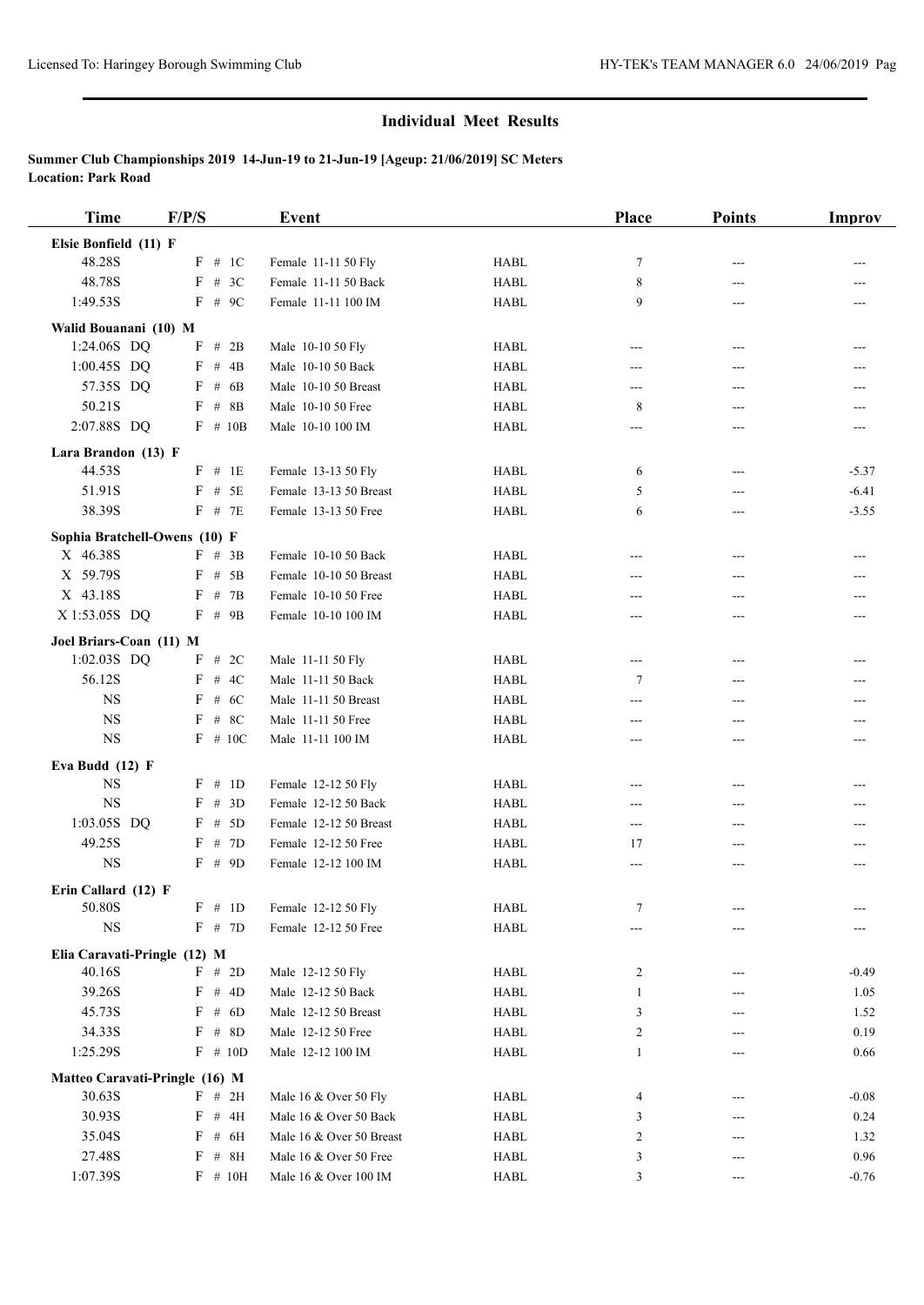## Individual Meet Results

**Summer Club Championships 2019 14-Jun-19 to 21-Jun-19 [Ageup: 21/06/2019] SC Meters**
**Location: Park Road**

| Time | F/P/S | Event | | Place | Points | Improv |
|---|---|---|---|---|---|---|
| **Elsie Bonfield (11) F** | | | | | | |
| 48.28S | F # 1C | Female 11-11 50 Fly | HABL | 7 | --- | --- |
| 48.78S | F # 3C | Female 11-11 50 Back | HABL | 8 | --- | --- |
| 1:49.53S | F # 9C | Female 11-11 100 IM | HABL | 9 | --- | --- |
| **Walid Bouanani (10) M** | | | | | | |
| 1:24.06S DQ | F # 2B | Male 10-10 50 Fly | HABL | --- | --- | --- |
| 1:00.45S DQ | F # 4B | Male 10-10 50 Back | HABL | --- | --- | --- |
| 57.35S DQ | F # 6B | Male 10-10 50 Breast | HABL | --- | --- | --- |
| 50.21S | F # 8B | Male 10-10 50 Free | HABL | 8 | --- | --- |
| 2:07.88S DQ | F # 10B | Male 10-10 100 IM | HABL | --- | --- | --- |
| **Lara Brandon (13) F** | | | | | | |
| 44.53S | F # 1E | Female 13-13 50 Fly | HABL | 6 | --- | -5.37 |
| 51.91S | F # 5E | Female 13-13 50 Breast | HABL | 5 | --- | -6.41 |
| 38.39S | F # 7E | Female 13-13 50 Free | HABL | 6 | --- | -3.55 |
| **Sophia Bratchell-Owens (10) F** | | | | | | |
| X 46.38S | F # 3B | Female 10-10 50 Back | HABL | --- | --- | --- |
| X 59.79S | F # 5B | Female 10-10 50 Breast | HABL | --- | --- | --- |
| X 43.18S | F # 7B | Female 10-10 50 Free | HABL | --- | --- | --- |
| X 1:53.05S DQ | F # 9B | Female 10-10 100 IM | HABL | --- | --- | --- |
| **Joel Briars-Coan (11) M** | | | | | | |
| 1:02.03S DQ | F # 2C | Male 11-11 50 Fly | HABL | --- | --- | --- |
| 56.12S | F # 4C | Male 11-11 50 Back | HABL | 7 | --- | --- |
| NS | F # 6C | Male 11-11 50 Breast | HABL | --- | --- | --- |
| NS | F # 8C | Male 11-11 50 Free | HABL | --- | --- | --- |
| NS | F # 10C | Male 11-11 100 IM | HABL | --- | --- | --- |
| **Eva Budd (12) F** | | | | | | |
| NS | F # 1D | Female 12-12 50 Fly | HABL | --- | --- | --- |
| NS | F # 3D | Female 12-12 50 Back | HABL | --- | --- | --- |
| 1:03.05S DQ | F # 5D | Female 12-12 50 Breast | HABL | --- | --- | --- |
| 49.25S | F # 7D | Female 12-12 50 Free | HABL | 17 | --- | --- |
| NS | F # 9D | Female 12-12 100 IM | HABL | --- | --- | --- |
| **Erin Callard (12) F** | | | | | | |
| 50.80S | F # 1D | Female 12-12 50 Fly | HABL | 7 | --- | --- |
| NS | F # 7D | Female 12-12 50 Free | HABL | --- | --- | --- |
| **Elia Caravati-Pringle (12) M** | | | | | | |
| 40.16S | F # 2D | Male 12-12 50 Fly | HABL | 2 | --- | -0.49 |
| 39.26S | F # 4D | Male 12-12 50 Back | HABL | 1 | --- | 1.05 |
| 45.73S | F # 6D | Male 12-12 50 Breast | HABL | 3 | --- | 1.52 |
| 34.33S | F # 8D | Male 12-12 50 Free | HABL | 2 | --- | 0.19 |
| 1:25.29S | F # 10D | Male 12-12 100 IM | HABL | 1 | --- | 0.66 |
| **Matteo Caravati-Pringle (16) M** | | | | | | |
| 30.63S | F # 2H | Male 16 & Over 50 Fly | HABL | 4 | --- | -0.08 |
| 30.93S | F # 4H | Male 16 & Over 50 Back | HABL | 3 | --- | 0.24 |
| 35.04S | F # 6H | Male 16 & Over 50 Breast | HABL | 2 | --- | 1.32 |
| 27.48S | F # 8H | Male 16 & Over 50 Free | HABL | 3 | --- | 0.96 |
| 1:07.39S | F # 10H | Male 16 & Over 100 IM | HABL | 3 | --- | -0.76 |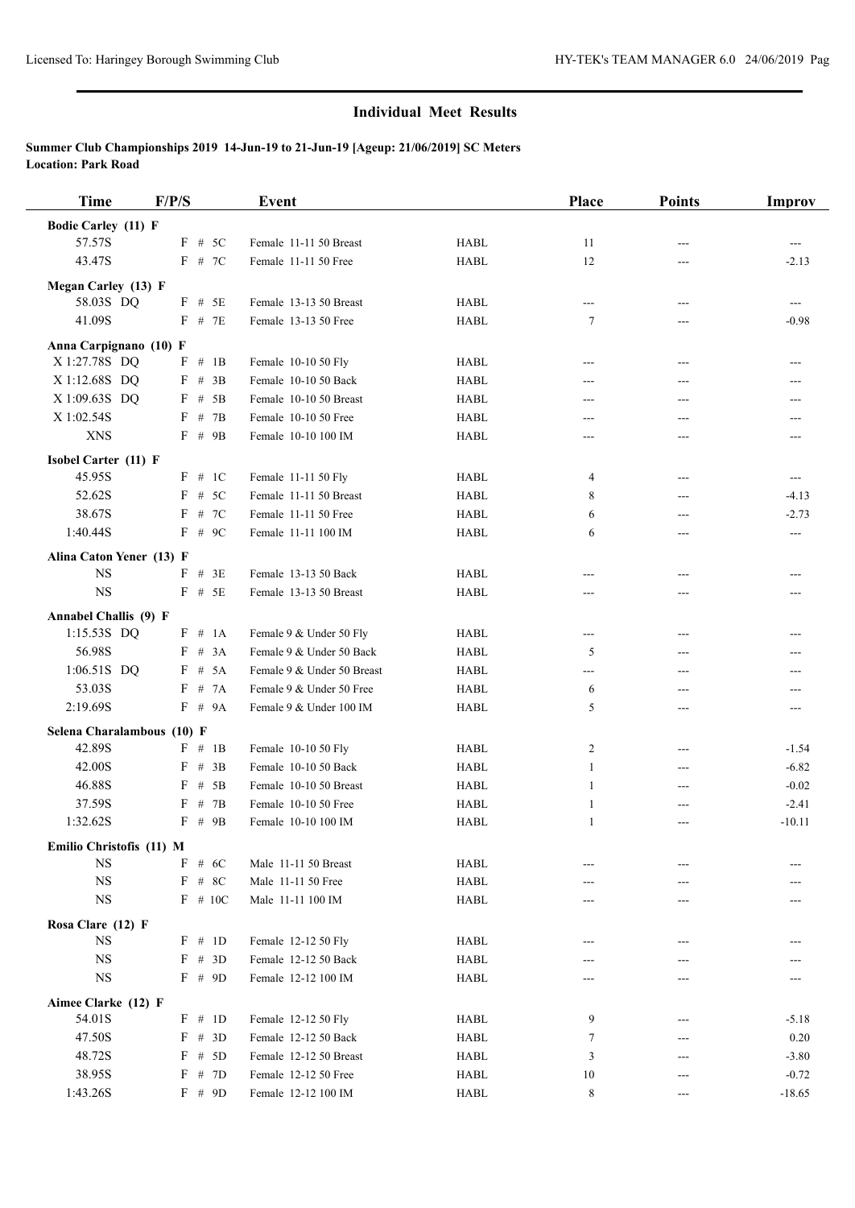## Individual Meet Results

**Summer Club Championships 2019 14-Jun-19 to 21-Jun-19 [Ageup: 21/06/2019] SC Meters**
**Location: Park Road**

| Time | F/P/S | Event | | Place | Points | Improv |
|---|---|---|---|---|---|---|
| **Bodie Carley (11) F** | | | | | | |
| 57.57S | F # 5C | Female 11-11 50 Breast | HABL | 11 | --- | --- |
| 43.47S | F # 7C | Female 11-11 50 Free | HABL | 12 | --- | -2.13 |
| **Megan Carley (13) F** | | | | | | |
| 58.03S DQ | F # 5E | Female 13-13 50 Breast | HABL | --- | --- | --- |
| 41.09S | F # 7E | Female 13-13 50 Free | HABL | 7 | --- | -0.98 |
| **Anna Carpignano (10) F** | | | | | | |
| X 1:27.78S DQ | F # 1B | Female 10-10 50 Fly | HABL | --- | --- | --- |
| X 1:12.68S DQ | F # 3B | Female 10-10 50 Back | HABL | --- | --- | --- |
| X 1:09.63S DQ | F # 5B | Female 10-10 50 Breast | HABL | --- | --- | --- |
| X 1:02.54S | F # 7B | Female 10-10 50 Free | HABL | --- | --- | --- |
| XNS | F # 9B | Female 10-10 100 IM | HABL | --- | --- | --- |
| **Isobel Carter (11) F** | | | | | | |
| 45.95S | F # 1C | Female 11-11 50 Fly | HABL | 4 | --- | --- |
| 52.62S | F # 5C | Female 11-11 50 Breast | HABL | 8 | --- | -4.13 |
| 38.67S | F # 7C | Female 11-11 50 Free | HABL | 6 | --- | -2.73 |
| 1:40.44S | F # 9C | Female 11-11 100 IM | HABL | 6 | --- | --- |
| **Alina Caton Yener (13) F** | | | | | | |
| NS | F # 3E | Female 13-13 50 Back | HABL | --- | --- | --- |
| NS | F # 5E | Female 13-13 50 Breast | HABL | --- | --- | --- |
| **Annabel Challis (9) F** | | | | | | |
| 1:15.53S DQ | F # 1A | Female 9 & Under 50 Fly | HABL | --- | --- | --- |
| 56.98S | F # 3A | Female 9 & Under 50 Back | HABL | 5 | --- | --- |
| 1:06.51S DQ | F # 5A | Female 9 & Under 50 Breast | HABL | --- | --- | --- |
| 53.03S | F # 7A | Female 9 & Under 50 Free | HABL | 6 | --- | --- |
| 2:19.69S | F # 9A | Female 9 & Under 100 IM | HABL | 5 | --- | --- |
| **Selena Charalambous (10) F** | | | | | | |
| 42.89S | F # 1B | Female 10-10 50 Fly | HABL | 2 | --- | -1.54 |
| 42.00S | F # 3B | Female 10-10 50 Back | HABL | 1 | --- | -6.82 |
| 46.88S | F # 5B | Female 10-10 50 Breast | HABL | 1 | --- | -0.02 |
| 37.59S | F # 7B | Female 10-10 50 Free | HABL | 1 | --- | -2.41 |
| 1:32.62S | F # 9B | Female 10-10 100 IM | HABL | 1 | --- | -10.11 |
| **Emilio Christofis (11) M** | | | | | | |
| NS | F # 6C | Male 11-11 50 Breast | HABL | --- | --- | --- |
| NS | F # 8C | Male 11-11 50 Free | HABL | --- | --- | --- |
| NS | F # 10C | Male 11-11 100 IM | HABL | --- | --- | --- |
| **Rosa Clare (12) F** | | | | | | |
| NS | F # 1D | Female 12-12 50 Fly | HABL | --- | --- | --- |
| NS | F # 3D | Female 12-12 50 Back | HABL | --- | --- | --- |
| NS | F # 9D | Female 12-12 100 IM | HABL | --- | --- | --- |
| **Aimee Clarke (12) F** | | | | | | |
| 54.01S | F # 1D | Female 12-12 50 Fly | HABL | 9 | --- | -5.18 |
| 47.50S | F # 3D | Female 12-12 50 Back | HABL | 7 | --- | 0.20 |
| 48.72S | F # 5D | Female 12-12 50 Breast | HABL | 3 | --- | -3.80 |
| 38.95S | F # 7D | Female 12-12 50 Free | HABL | 10 | --- | -0.72 |
| 1:43.26S | F # 9D | Female 12-12 100 IM | HABL | 8 | --- | -18.65 |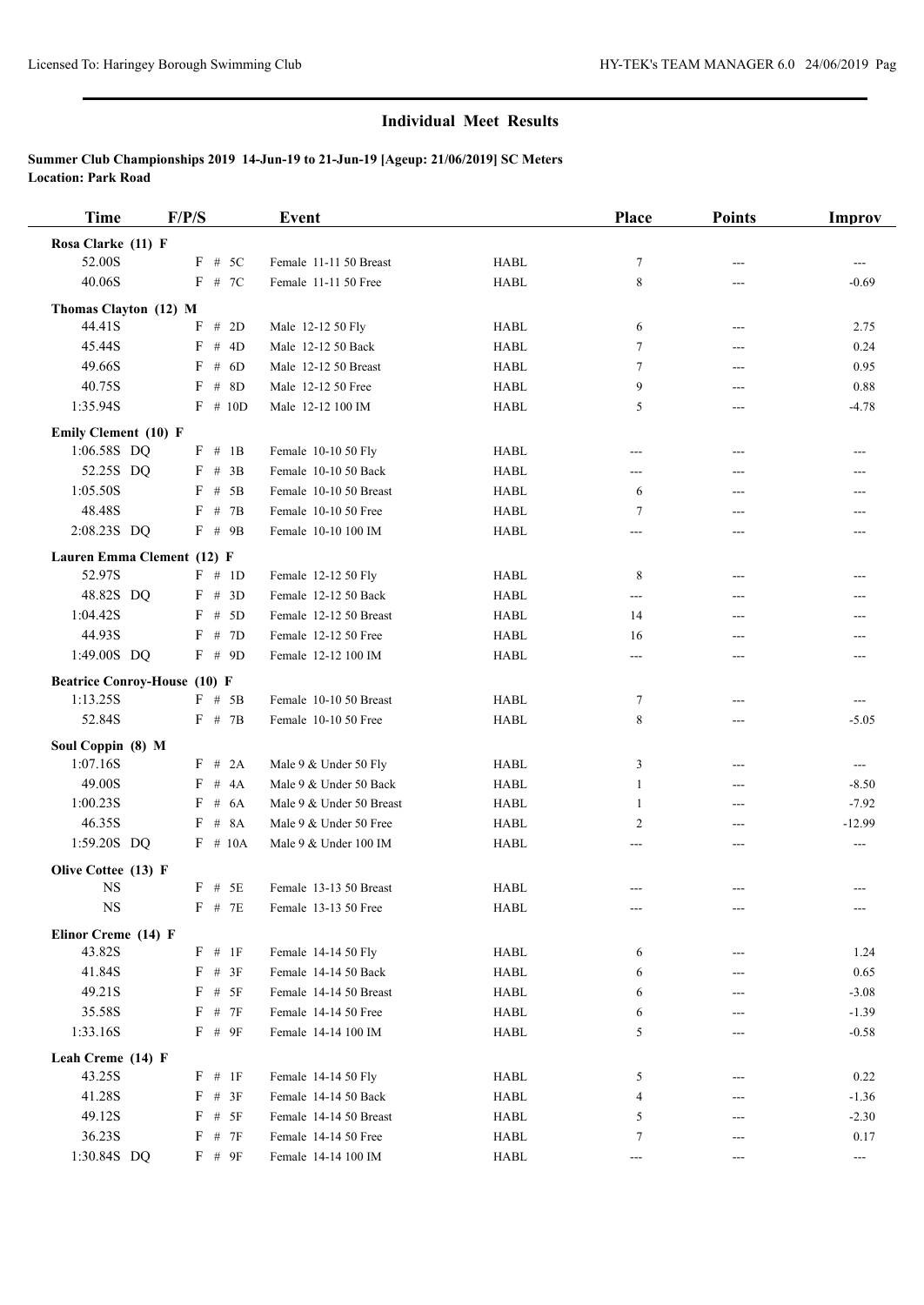## Individual Meet Results

**Summer Club Championships 2019 14-Jun-19 to 21-Jun-19 [Ageup: 21/06/2019] SC Meters**
**Location: Park Road**

| Time | F/P/S | Event | | Place | Points | Improv |
|---|---|---|---|---|---|---|
| **Rosa Clarke (11) F** | | | | | | |
| 52.00S | F # 5C | Female 11-11 50 Breast | HABL | 7 | --- | --- |
| 40.06S | F # 7C | Female 11-11 50 Free | HABL | 8 | --- | -0.69 |
| **Thomas Clayton (12) M** | | | | | | |
| 44.41S | F # 2D | Male 12-12 50 Fly | HABL | 6 | --- | 2.75 |
| 45.44S | F # 4D | Male 12-12 50 Back | HABL | 7 | --- | 0.24 |
| 49.66S | F # 6D | Male 12-12 50 Breast | HABL | 7 | --- | 0.95 |
| 40.75S | F # 8D | Male 12-12 50 Free | HABL | 9 | --- | 0.88 |
| 1:35.94S | F # 10D | Male 12-12 100 IM | HABL | 5 | --- | -4.78 |
| **Emily Clement (10) F** | | | | | | |
| 1:06.58S DQ | F # 1B | Female 10-10 50 Fly | HABL | --- | --- | --- |
| 52.25S DQ | F # 3B | Female 10-10 50 Back | HABL | --- | --- | --- |
| 1:05.50S | F # 5B | Female 10-10 50 Breast | HABL | 6 | --- | --- |
| 48.48S | F # 7B | Female 10-10 50 Free | HABL | 7 | --- | --- |
| 2:08.23S DQ | F # 9B | Female 10-10 100 IM | HABL | --- | --- | --- |
| **Lauren Emma Clement (12) F** | | | | | | |
| 52.97S | F # 1D | Female 12-12 50 Fly | HABL | 8 | --- | --- |
| 48.82S DQ | F # 3D | Female 12-12 50 Back | HABL | --- | --- | --- |
| 1:04.42S | F # 5D | Female 12-12 50 Breast | HABL | 14 | --- | --- |
| 44.93S | F # 7D | Female 12-12 50 Free | HABL | 16 | --- | --- |
| 1:49.00S DQ | F # 9D | Female 12-12 100 IM | HABL | --- | --- | --- |
| **Beatrice Conroy-House (10) F** | | | | | | |
| 1:13.25S | F # 5B | Female 10-10 50 Breast | HABL | 7 | --- | --- |
| 52.84S | F # 7B | Female 10-10 50 Free | HABL | 8 | --- | -5.05 |
| **Soul Coppin (8) M** | | | | | | |
| 1:07.16S | F # 2A | Male 9 & Under 50 Fly | HABL | 3 | --- | --- |
| 49.00S | F # 4A | Male 9 & Under 50 Back | HABL | 1 | --- | -8.50 |
| 1:00.23S | F # 6A | Male 9 & Under 50 Breast | HABL | 1 | --- | -7.92 |
| 46.35S | F # 8A | Male 9 & Under 50 Free | HABL | 2 | --- | -12.99 |
| 1:59.20S DQ | F # 10A | Male 9 & Under 100 IM | HABL | --- | --- | --- |
| **Olive Cottee (13) F** | | | | | | |
| NS | F # 5E | Female 13-13 50 Breast | HABL | --- | --- | --- |
| NS | F # 7E | Female 13-13 50 Free | HABL | --- | --- | --- |
| **Elinor Creme (14) F** | | | | | | |
| 43.82S | F # 1F | Female 14-14 50 Fly | HABL | 6 | --- | 1.24 |
| 41.84S | F # 3F | Female 14-14 50 Back | HABL | 6 | --- | 0.65 |
| 49.21S | F # 5F | Female 14-14 50 Breast | HABL | 6 | --- | -3.08 |
| 35.58S | F # 7F | Female 14-14 50 Free | HABL | 6 | --- | -1.39 |
| 1:33.16S | F # 9F | Female 14-14 100 IM | HABL | 5 | --- | -0.58 |
| **Leah Creme (14) F** | | | | | | |
| 43.25S | F # 1F | Female 14-14 50 Fly | HABL | 5 | --- | 0.22 |
| 41.28S | F # 3F | Female 14-14 50 Back | HABL | 4 | --- | -1.36 |
| 49.12S | F # 5F | Female 14-14 50 Breast | HABL | 5 | --- | -2.30 |
| 36.23S | F # 7F | Female 14-14 50 Free | HABL | 7 | --- | 0.17 |
| 1:30.84S DQ | F # 9F | Female 14-14 100 IM | HABL | --- | --- | --- |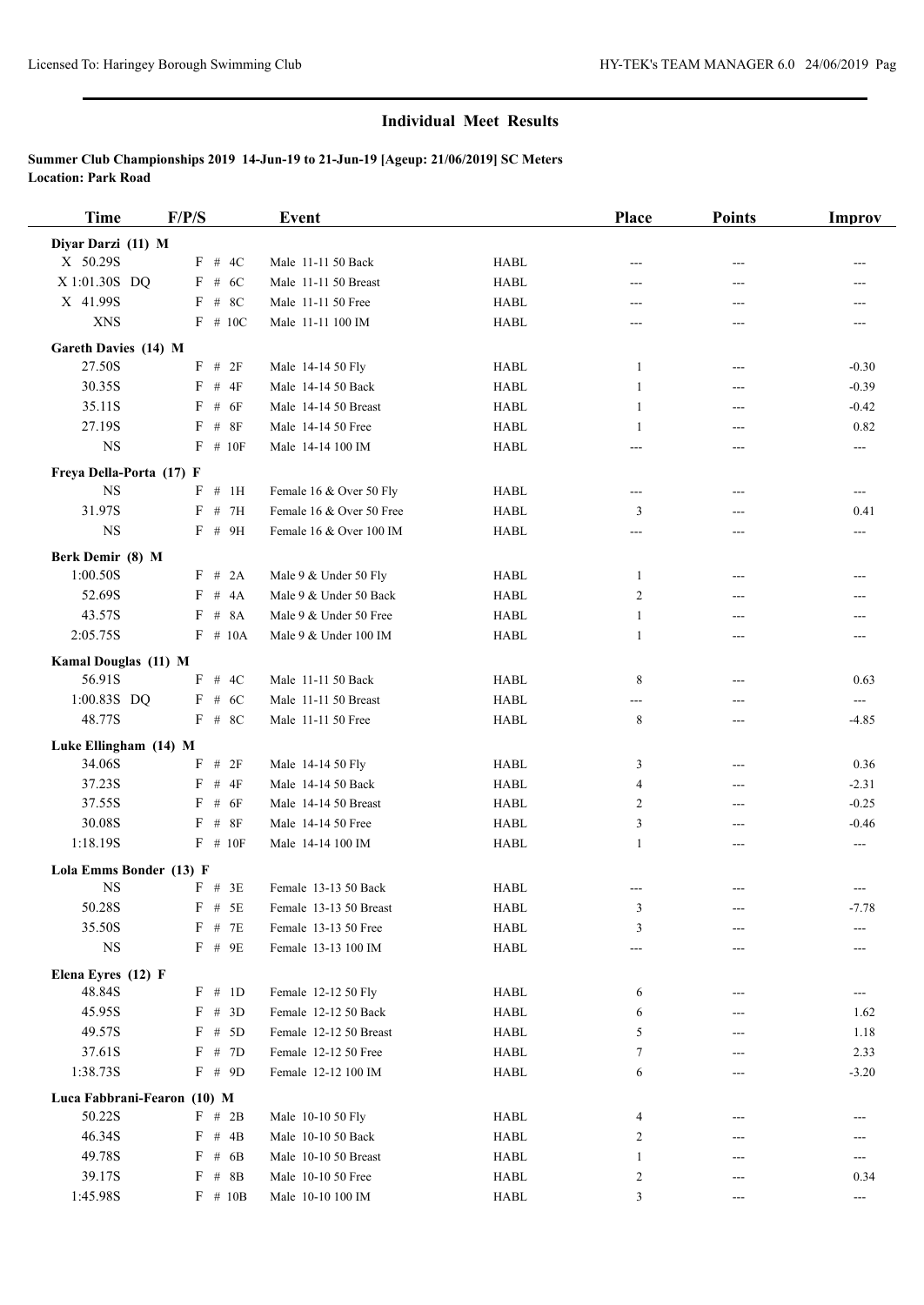## Individual Meet Results

**Summer Club Championships 2019 14-Jun-19 to 21-Jun-19 [Ageup: 21/06/2019] SC Meters**
**Location: Park Road**

| Time | F/P/S | Event | | Place | Points | Improv |
|---|---|---|---|---|---|---|
| **Diyar Darzi (11) M** | | | | | | |
| X 50.29S | F # 4C | Male 11-11 50 Back | HABL | --- | --- | --- |
| X 1:01.30S DQ | F # 6C | Male 11-11 50 Breast | HABL | --- | --- | --- |
| X 41.99S | F # 8C | Male 11-11 50 Free | HABL | --- | --- | --- |
| XNS | F # 10C | Male 11-11 100 IM | HABL | --- | --- | --- |
| **Gareth Davies (14) M** | | | | | | |
| 27.50S | F # 2F | Male 14-14 50 Fly | HABL | 1 | --- | -0.30 |
| 30.35S | F # 4F | Male 14-14 50 Back | HABL | 1 | --- | -0.39 |
| 35.11S | F # 6F | Male 14-14 50 Breast | HABL | 1 | --- | -0.42 |
| 27.19S | F # 8F | Male 14-14 50 Free | HABL | 1 | --- | 0.82 |
| NS | F # 10F | Male 14-14 100 IM | HABL | --- | --- | --- |
| **Freya Della-Porta (17) F** | | | | | | |
| NS | F # 1H | Female 16 & Over 50 Fly | HABL | --- | --- | --- |
| 31.97S | F # 7H | Female 16 & Over 50 Free | HABL | 3 | --- | 0.41 |
| NS | F # 9H | Female 16 & Over 100 IM | HABL | --- | --- | --- |
| **Berk Demir (8) M** | | | | | | |
| 1:00.50S | F # 2A | Male 9 & Under 50 Fly | HABL | 1 | --- | --- |
| 52.69S | F # 4A | Male 9 & Under 50 Back | HABL | 2 | --- | --- |
| 43.57S | F # 8A | Male 9 & Under 50 Free | HABL | 1 | --- | --- |
| 2:05.75S | F # 10A | Male 9 & Under 100 IM | HABL | 1 | --- | --- |
| **Kamal Douglas (11) M** | | | | | | |
| 56.91S | F # 4C | Male 11-11 50 Back | HABL | 8 | --- | 0.63 |
| 1:00.83S DQ | F # 6C | Male 11-11 50 Breast | HABL | --- | --- | --- |
| 48.77S | F # 8C | Male 11-11 50 Free | HABL | 8 | --- | -4.85 |
| **Luke Ellingham (14) M** | | | | | | |
| 34.06S | F # 2F | Male 14-14 50 Fly | HABL | 3 | --- | 0.36 |
| 37.23S | F # 4F | Male 14-14 50 Back | HABL | 4 | --- | -2.31 |
| 37.55S | F # 6F | Male 14-14 50 Breast | HABL | 2 | --- | -0.25 |
| 30.08S | F # 8F | Male 14-14 50 Free | HABL | 3 | --- | -0.46 |
| 1:18.19S | F # 10F | Male 14-14 100 IM | HABL | 1 | --- | --- |
| **Lola Emms Bonder (13) F** | | | | | | |
| NS | F # 3E | Female 13-13 50 Back | HABL | --- | --- | --- |
| 50.28S | F # 5E | Female 13-13 50 Breast | HABL | 3 | --- | -7.78 |
| 35.50S | F # 7E | Female 13-13 50 Free | HABL | 3 | --- | --- |
| NS | F # 9E | Female 13-13 100 IM | HABL | --- | --- | --- |
| **Elena Eyres (12) F** | | | | | | |
| 48.84S | F # 1D | Female 12-12 50 Fly | HABL | 6 | --- | --- |
| 45.95S | F # 3D | Female 12-12 50 Back | HABL | 6 | --- | 1.62 |
| 49.57S | F # 5D | Female 12-12 50 Breast | HABL | 5 | --- | 1.18 |
| 37.61S | F # 7D | Female 12-12 50 Free | HABL | 7 | --- | 2.33 |
| 1:38.73S | F # 9D | Female 12-12 100 IM | HABL | 6 | --- | -3.20 |
| **Luca Fabbrani-Fearon (10) M** | | | | | | |
| 50.22S | F # 2B | Male 10-10 50 Fly | HABL | 4 | --- | --- |
| 46.34S | F # 4B | Male 10-10 50 Back | HABL | 2 | --- | --- |
| 49.78S | F # 6B | Male 10-10 50 Breast | HABL | 1 | --- | --- |
| 39.17S | F # 8B | Male 10-10 50 Free | HABL | 2 | --- | 0.34 |
| 1:45.98S | F # 10B | Male 10-10 100 IM | HABL | 3 | --- | --- |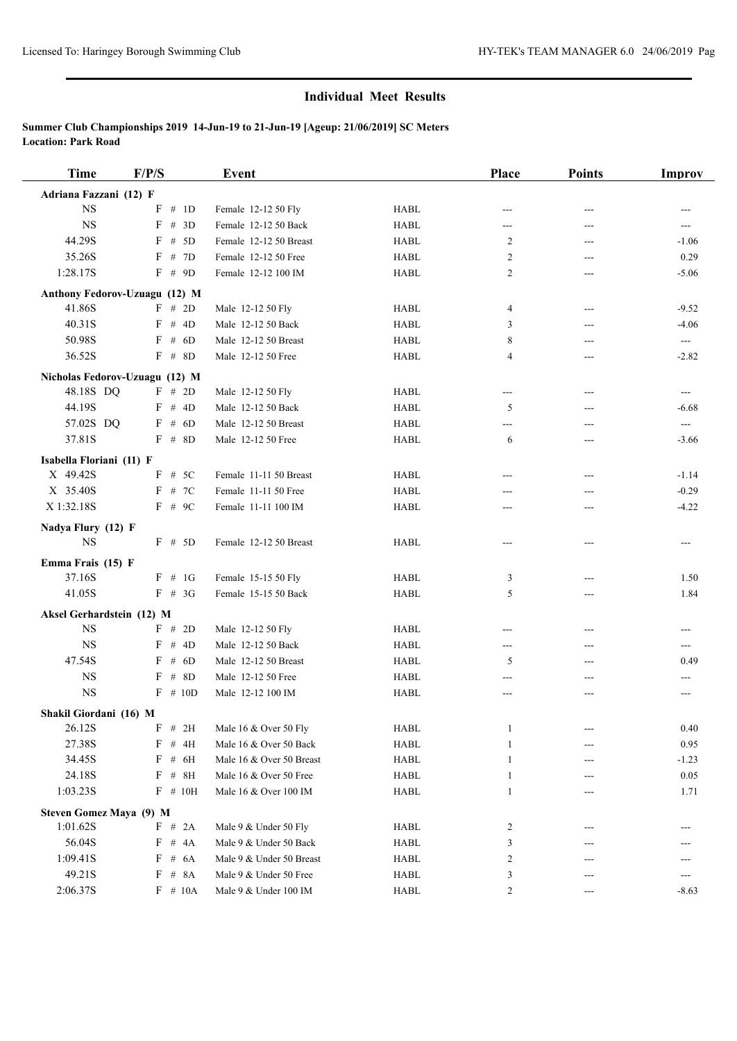## Individual Meet Results

**Summer Club Championships 2019 14-Jun-19 to 21-Jun-19 [Ageup: 21/06/2019] SC Meters**
**Location: Park Road**

| Time | F/P/S | Event | | Place | Points | Improv |
|---|---|---|---|---|---|---|
| **Adriana Fazzani (12) F** | | | | | | |
| NS | F # 1D | Female 12-12 50 Fly | HABL | --- | --- | --- |
| NS | F # 3D | Female 12-12 50 Back | HABL | --- | --- | --- |
| 44.29S | F # 5D | Female 12-12 50 Breast | HABL | 2 | --- | -1.06 |
| 35.26S | F # 7D | Female 12-12 50 Free | HABL | 2 | --- | 0.29 |
| 1:28.17S | F # 9D | Female 12-12 100 IM | HABL | 2 | --- | -5.06 |
| **Anthony Fedorov-Uzuagu (12) M** | | | | | | |
| 41.86S | F # 2D | Male 12-12 50 Fly | HABL | 4 | --- | -9.52 |
| 40.31S | F # 4D | Male 12-12 50 Back | HABL | 3 | --- | -4.06 |
| 50.98S | F # 6D | Male 12-12 50 Breast | HABL | 8 | --- | --- |
| 36.52S | F # 8D | Male 12-12 50 Free | HABL | 4 | --- | -2.82 |
| **Nicholas Fedorov-Uzuagu (12) M** | | | | | | |
| 48.18S DQ | F # 2D | Male 12-12 50 Fly | HABL | --- | --- | --- |
| 44.19S | F # 4D | Male 12-12 50 Back | HABL | 5 | --- | -6.68 |
| 57.02S DQ | F # 6D | Male 12-12 50 Breast | HABL | --- | --- | --- |
| 37.81S | F # 8D | Male 12-12 50 Free | HABL | 6 | --- | -3.66 |
| **Isabella Floriani (11) F** | | | | | | |
| X 49.42S | F # 5C | Female 11-11 50 Breast | HABL | --- | --- | -1.14 |
| X 35.40S | F # 7C | Female 11-11 50 Free | HABL | --- | --- | -0.29 |
| X 1:32.18S | F # 9C | Female 11-11 100 IM | HABL | --- | --- | -4.22 |
| **Nadya Flury (12) F** | | | | | | |
| NS | F # 5D | Female 12-12 50 Breast | HABL | --- | --- | --- |
| **Emma Frais (15) F** | | | | | | |
| 37.16S | F # 1G | Female 15-15 50 Fly | HABL | 3 | --- | 1.50 |
| 41.05S | F # 3G | Female 15-15 50 Back | HABL | 5 | --- | 1.84 |
| **Aksel Gerhardstein (12) M** | | | | | | |
| NS | F # 2D | Male 12-12 50 Fly | HABL | --- | --- | --- |
| NS | F # 4D | Male 12-12 50 Back | HABL | --- | --- | --- |
| 47.54S | F # 6D | Male 12-12 50 Breast | HABL | 5 | --- | 0.49 |
| NS | F # 8D | Male 12-12 50 Free | HABL | --- | --- | --- |
| NS | F # 10D | Male 12-12 100 IM | HABL | --- | --- | --- |
| **Shakil Giordani (16) M** | | | | | | |
| 26.12S | F # 2H | Male 16 & Over 50 Fly | HABL | 1 | --- | 0.40 |
| 27.38S | F # 4H | Male 16 & Over 50 Back | HABL | 1 | --- | 0.95 |
| 34.45S | F # 6H | Male 16 & Over 50 Breast | HABL | 1 | --- | -1.23 |
| 24.18S | F # 8H | Male 16 & Over 50 Free | HABL | 1 | --- | 0.05 |
| 1:03.23S | F # 10H | Male 16 & Over 100 IM | HABL | 1 | --- | 1.71 |
| **Steven Gomez Maya (9) M** | | | | | | |
| 1:01.62S | F # 2A | Male 9 & Under 50 Fly | HABL | 2 | --- | --- |
| 56.04S | F # 4A | Male 9 & Under 50 Back | HABL | 3 | --- | --- |
| 1:09.41S | F # 6A | Male 9 & Under 50 Breast | HABL | 2 | --- | --- |
| 49.21S | F # 8A | Male 9 & Under 50 Free | HABL | 3 | --- | --- |
| 2:06.37S | F # 10A | Male 9 & Under 100 IM | HABL | 2 | --- | -8.63 |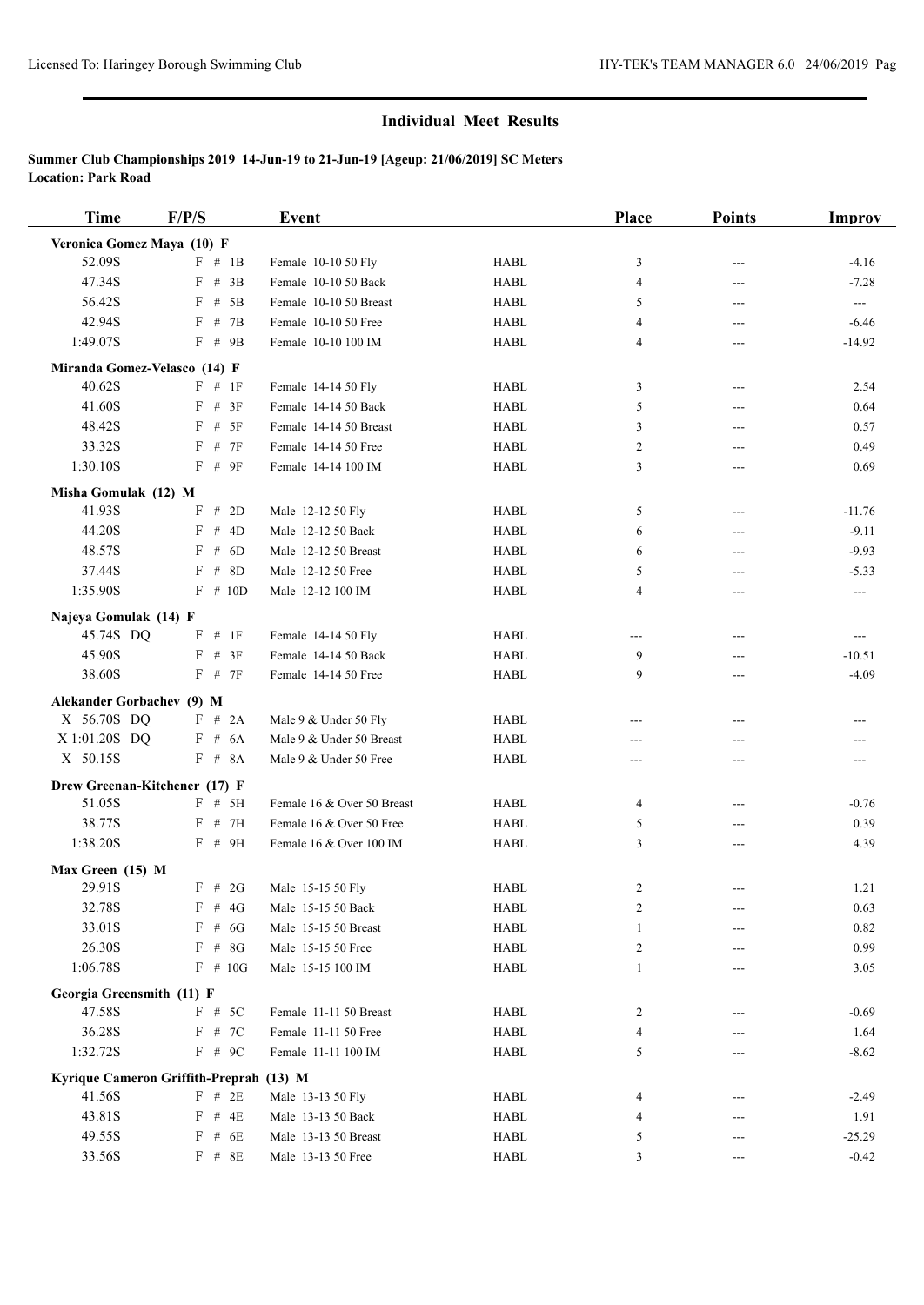## Individual Meet Results

**Summer Club Championships 2019 14-Jun-19 to 21-Jun-19 [Ageup: 21/06/2019] SC Meters**
**Location: Park Road**

| Time | F/P/S | Event | | Place | Points | Improv |
|---|---|---|---|---|---|---|
| **Veronica Gomez Maya (10) F** | | | | | | |
| 52.09S | F # 1B | Female 10-10 50 Fly | HABL | 3 | --- | -4.16 |
| 47.34S | F # 3B | Female 10-10 50 Back | HABL | 4 | --- | -7.28 |
| 56.42S | F # 5B | Female 10-10 50 Breast | HABL | 5 | --- | --- |
| 42.94S | F # 7B | Female 10-10 50 Free | HABL | 4 | --- | -6.46 |
| 1:49.07S | F # 9B | Female 10-10 100 IM | HABL | 4 | --- | -14.92 |
| **Miranda Gomez-Velasco (14) F** | | | | | | |
| 40.62S | F # 1F | Female 14-14 50 Fly | HABL | 3 | --- | 2.54 |
| 41.60S | F # 3F | Female 14-14 50 Back | HABL | 5 | --- | 0.64 |
| 48.42S | F # 5F | Female 14-14 50 Breast | HABL | 3 | --- | 0.57 |
| 33.32S | F # 7F | Female 14-14 50 Free | HABL | 2 | --- | 0.49 |
| 1:30.10S | F # 9F | Female 14-14 100 IM | HABL | 3 | --- | 0.69 |
| **Misha Gomulak (12) M** | | | | | | |
| 41.93S | F # 2D | Male 12-12 50 Fly | HABL | 5 | --- | -11.76 |
| 44.20S | F # 4D | Male 12-12 50 Back | HABL | 6 | --- | -9.11 |
| 48.57S | F # 6D | Male 12-12 50 Breast | HABL | 6 | --- | -9.93 |
| 37.44S | F # 8D | Male 12-12 50 Free | HABL | 5 | --- | -5.33 |
| 1:35.90S | F # 10D | Male 12-12 100 IM | HABL | 4 | --- | --- |
| **Najeya Gomulak (14) F** | | | | | | |
| 45.74S DQ | F # 1F | Female 14-14 50 Fly | HABL | --- | --- | --- |
| 45.90S | F # 3F | Female 14-14 50 Back | HABL | 9 | --- | -10.51 |
| 38.60S | F # 7F | Female 14-14 50 Free | HABL | 9 | --- | -4.09 |
| **Alekander Gorbachev (9) M** | | | | | | |
| X 56.70S DQ | F # 2A | Male 9 & Under 50 Fly | HABL | --- | --- | --- |
| X 1:01.20S DQ | F # 6A | Male 9 & Under 50 Breast | HABL | --- | --- | --- |
| X 50.15S | F # 8A | Male 9 & Under 50 Free | HABL | --- | --- | --- |
| **Drew Greenan-Kitchener (17) F** | | | | | | |
| 51.05S | F # 5H | Female 16 & Over 50 Breast | HABL | 4 | --- | -0.76 |
| 38.77S | F # 7H | Female 16 & Over 50 Free | HABL | 5 | --- | 0.39 |
| 1:38.20S | F # 9H | Female 16 & Over 100 IM | HABL | 3 | --- | 4.39 |
| **Max Green (15) M** | | | | | | |
| 29.91S | F # 2G | Male 15-15 50 Fly | HABL | 2 | --- | 1.21 |
| 32.78S | F # 4G | Male 15-15 50 Back | HABL | 2 | --- | 0.63 |
| 33.01S | F # 6G | Male 15-15 50 Breast | HABL | 1 | --- | 0.82 |
| 26.30S | F # 8G | Male 15-15 50 Free | HABL | 2 | --- | 0.99 |
| 1:06.78S | F # 10G | Male 15-15 100 IM | HABL | 1 | --- | 3.05 |
| **Georgia Greensmith (11) F** | | | | | | |
| 47.58S | F # 5C | Female 11-11 50 Breast | HABL | 2 | --- | -0.69 |
| 36.28S | F # 7C | Female 11-11 50 Free | HABL | 4 | --- | 1.64 |
| 1:32.72S | F # 9C | Female 11-11 100 IM | HABL | 5 | --- | -8.62 |
| **Kyrique Cameron Griffith-Preprah (13) M** | | | | | | |
| 41.56S | F # 2E | Male 13-13 50 Fly | HABL | 4 | --- | -2.49 |
| 43.81S | F # 4E | Male 13-13 50 Back | HABL | 4 | --- | 1.91 |
| 49.55S | F # 6E | Male 13-13 50 Breast | HABL | 5 | --- | -25.29 |
| 33.56S | F # 8E | Male 13-13 50 Free | HABL | 3 | --- | -0.42 |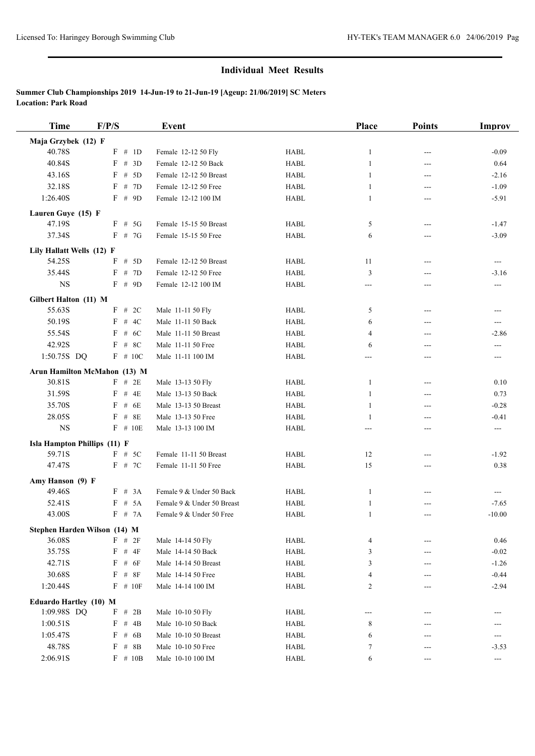## Individual Meet Results

**Summer Club Championships 2019 14-Jun-19 to 21-Jun-19 [Ageup: 21/06/2019] SC Meters**
**Location: Park Road**

| Time | F/P/S | Event | | Place | Points | Improv |
|---|---|---|---|---|---|---|
| **Maja Grzybek (12) F** | | | | | | |
| 40.78S | F # 1D | Female 12-12 50 Fly | HABL | 1 | --- | -0.09 |
| 40.84S | F # 3D | Female 12-12 50 Back | HABL | 1 | --- | 0.64 |
| 43.16S | F # 5D | Female 12-12 50 Breast | HABL | 1 | --- | -2.16 |
| 32.18S | F # 7D | Female 12-12 50 Free | HABL | 1 | --- | -1.09 |
| 1:26.40S | F # 9D | Female 12-12 100 IM | HABL | 1 | --- | -5.91 |
| **Lauren Guye (15) F** | | | | | | |
| 47.19S | F # 5G | Female 15-15 50 Breast | HABL | 5 | --- | -1.47 |
| 37.34S | F # 7G | Female 15-15 50 Free | HABL | 6 | --- | -3.09 |
| **Lily Hallatt Wells (12) F** | | | | | | |
| 54.25S | F # 5D | Female 12-12 50 Breast | HABL | 11 | --- | --- |
| 35.44S | F # 7D | Female 12-12 50 Free | HABL | 3 | --- | -3.16 |
| NS | F # 9D | Female 12-12 100 IM | HABL | --- | --- | --- |
| **Gilbert Halton (11) M** | | | | | | |
| 55.63S | F # 2C | Male 11-11 50 Fly | HABL | 5 | --- | --- |
| 50.19S | F # 4C | Male 11-11 50 Back | HABL | 6 | --- | --- |
| 55.54S | F # 6C | Male 11-11 50 Breast | HABL | 4 | --- | -2.86 |
| 42.92S | F # 8C | Male 11-11 50 Free | HABL | 6 | --- | --- |
| 1:50.75S DQ | F # 10C | Male 11-11 100 IM | HABL | --- | --- | --- |
| **Arun Hamilton McMahon (13) M** | | | | | | |
| 30.81S | F # 2E | Male 13-13 50 Fly | HABL | 1 | --- | 0.10 |
| 31.59S | F # 4E | Male 13-13 50 Back | HABL | 1 | --- | 0.73 |
| 35.70S | F # 6E | Male 13-13 50 Breast | HABL | 1 | --- | -0.28 |
| 28.05S | F # 8E | Male 13-13 50 Free | HABL | 1 | --- | -0.41 |
| NS | F # 10E | Male 13-13 100 IM | HABL | --- | --- | --- |
| **Isla Hampton Phillips (11) F** | | | | | | |
| 59.71S | F # 5C | Female 11-11 50 Breast | HABL | 12 | --- | -1.92 |
| 47.47S | F # 7C | Female 11-11 50 Free | HABL | 15 | --- | 0.38 |
| **Amy Hanson (9) F** | | | | | | |
| 49.46S | F # 3A | Female 9 & Under 50 Back | HABL | 1 | --- | --- |
| 52.41S | F # 5A | Female 9 & Under 50 Breast | HABL | 1 | --- | -7.65 |
| 43.00S | F # 7A | Female 9 & Under 50 Free | HABL | 1 | --- | -10.00 |
| **Stephen Harden Wilson (14) M** | | | | | | |
| 36.08S | F # 2F | Male 14-14 50 Fly | HABL | 4 | --- | 0.46 |
| 35.75S | F # 4F | Male 14-14 50 Back | HABL | 3 | --- | -0.02 |
| 42.71S | F # 6F | Male 14-14 50 Breast | HABL | 3 | --- | -1.26 |
| 30.68S | F # 8F | Male 14-14 50 Free | HABL | 4 | --- | -0.44 |
| 1:20.44S | F # 10F | Male 14-14 100 IM | HABL | 2 | --- | -2.94 |
| **Eduardo Hartley (10) M** | | | | | | |
| 1:09.98S DQ | F # 2B | Male 10-10 50 Fly | HABL | --- | --- | --- |
| 1:00.51S | F # 4B | Male 10-10 50 Back | HABL | 8 | --- | --- |
| 1:05.47S | F # 6B | Male 10-10 50 Breast | HABL | 6 | --- | --- |
| 48.78S | F # 8B | Male 10-10 50 Free | HABL | 7 | --- | -3.53 |
| 2:06.91S | F # 10B | Male 10-10 100 IM | HABL | 6 | --- | --- |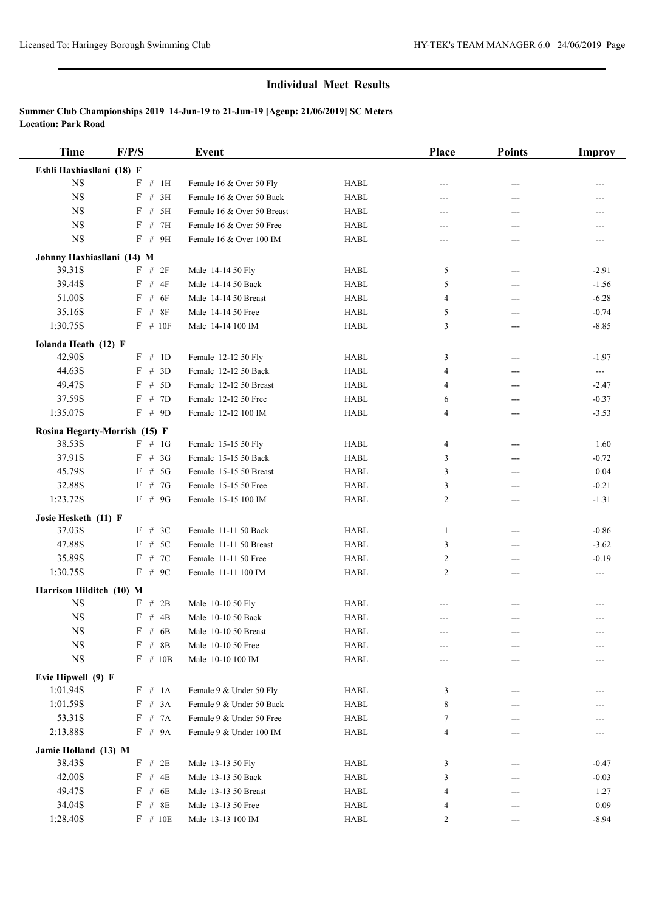## Individual Meet Results

**Summer Club Championships 2019 14-Jun-19 to 21-Jun-19 [Ageup: 21/06/2019] SC Meters**
**Location: Park Road**

| Time | F/P/S | Event | | Place | Points | Improv |
|---|---|---|---|---|---|---|
| **Eshli Haxhiasllani (18) F** | | | | | | |
| NS | F # 1H | Female 16 & Over 50 Fly | HABL | --- | --- | --- |
| NS | F # 3H | Female 16 & Over 50 Back | HABL | --- | --- | --- |
| NS | F # 5H | Female 16 & Over 50 Breast | HABL | --- | --- | --- |
| NS | F # 7H | Female 16 & Over 50 Free | HABL | --- | --- | --- |
| NS | F # 9H | Female 16 & Over 100 IM | HABL | --- | --- | --- |
| **Johnny Haxhiasllani (14) M** | | | | | | |
| 39.31S | F # 2F | Male 14-14 50 Fly | HABL | 5 | --- | -2.91 |
| 39.44S | F # 4F | Male 14-14 50 Back | HABL | 5 | --- | -1.56 |
| 51.00S | F # 6F | Male 14-14 50 Breast | HABL | 4 | --- | -6.28 |
| 35.16S | F # 8F | Male 14-14 50 Free | HABL | 5 | --- | -0.74 |
| 1:30.75S | F # 10F | Male 14-14 100 IM | HABL | 3 | --- | -8.85 |
| **Iolanda Heath (12) F** | | | | | | |
| 42.90S | F # 1D | Female 12-12 50 Fly | HABL | 3 | --- | -1.97 |
| 44.63S | F # 3D | Female 12-12 50 Back | HABL | 4 | --- | --- |
| 49.47S | F # 5D | Female 12-12 50 Breast | HABL | 4 | --- | -2.47 |
| 37.59S | F # 7D | Female 12-12 50 Free | HABL | 6 | --- | -0.37 |
| 1:35.07S | F # 9D | Female 12-12 100 IM | HABL | 4 | --- | -3.53 |
| **Rosina Hegarty-Morrish (15) F** | | | | | | |
| 38.53S | F # 1G | Female 15-15 50 Fly | HABL | 4 | --- | 1.60 |
| 37.91S | F # 3G | Female 15-15 50 Back | HABL | 3 | --- | -0.72 |
| 45.79S | F # 5G | Female 15-15 50 Breast | HABL | 3 | --- | 0.04 |
| 32.88S | F # 7G | Female 15-15 50 Free | HABL | 3 | --- | -0.21 |
| 1:23.72S | F # 9G | Female 15-15 100 IM | HABL | 2 | --- | -1.31 |
| **Josie Hesketh (11) F** | | | | | | |
| 37.03S | F # 3C | Female 11-11 50 Back | HABL | 1 | --- | -0.86 |
| 47.88S | F # 5C | Female 11-11 50 Breast | HABL | 3 | --- | -3.62 |
| 35.89S | F # 7C | Female 11-11 50 Free | HABL | 2 | --- | -0.19 |
| 1:30.75S | F # 9C | Female 11-11 100 IM | HABL | 2 | --- | --- |
| **Harrison Hilditch (10) M** | | | | | | |
| NS | F # 2B | Male 10-10 50 Fly | HABL | --- | --- | --- |
| NS | F # 4B | Male 10-10 50 Back | HABL | --- | --- | --- |
| NS | F # 6B | Male 10-10 50 Breast | HABL | --- | --- | --- |
| NS | F # 8B | Male 10-10 50 Free | HABL | --- | --- | --- |
| NS | F # 10B | Male 10-10 100 IM | HABL | --- | --- | --- |
| **Evie Hipwell (9) F** | | | | | | |
| 1:01.94S | F # 1A | Female 9 & Under 50 Fly | HABL | 3 | --- | --- |
| 1:01.59S | F # 3A | Female 9 & Under 50 Back | HABL | 8 | --- | --- |
| 53.31S | F # 7A | Female 9 & Under 50 Free | HABL | 7 | --- | --- |
| 2:13.88S | F # 9A | Female 9 & Under 100 IM | HABL | 4 | --- | --- |
| **Jamie Holland (13) M** | | | | | | |
| 38.43S | F # 2E | Male 13-13 50 Fly | HABL | 3 | --- | -0.47 |
| 42.00S | F # 4E | Male 13-13 50 Back | HABL | 3 | --- | -0.03 |
| 49.47S | F # 6E | Male 13-13 50 Breast | HABL | 4 | --- | 1.27 |
| 34.04S | F # 8E | Male 13-13 50 Free | HABL | 4 | --- | 0.09 |
| 1:28.40S | F # 10E | Male 13-13 100 IM | HABL | 2 | --- | -8.94 |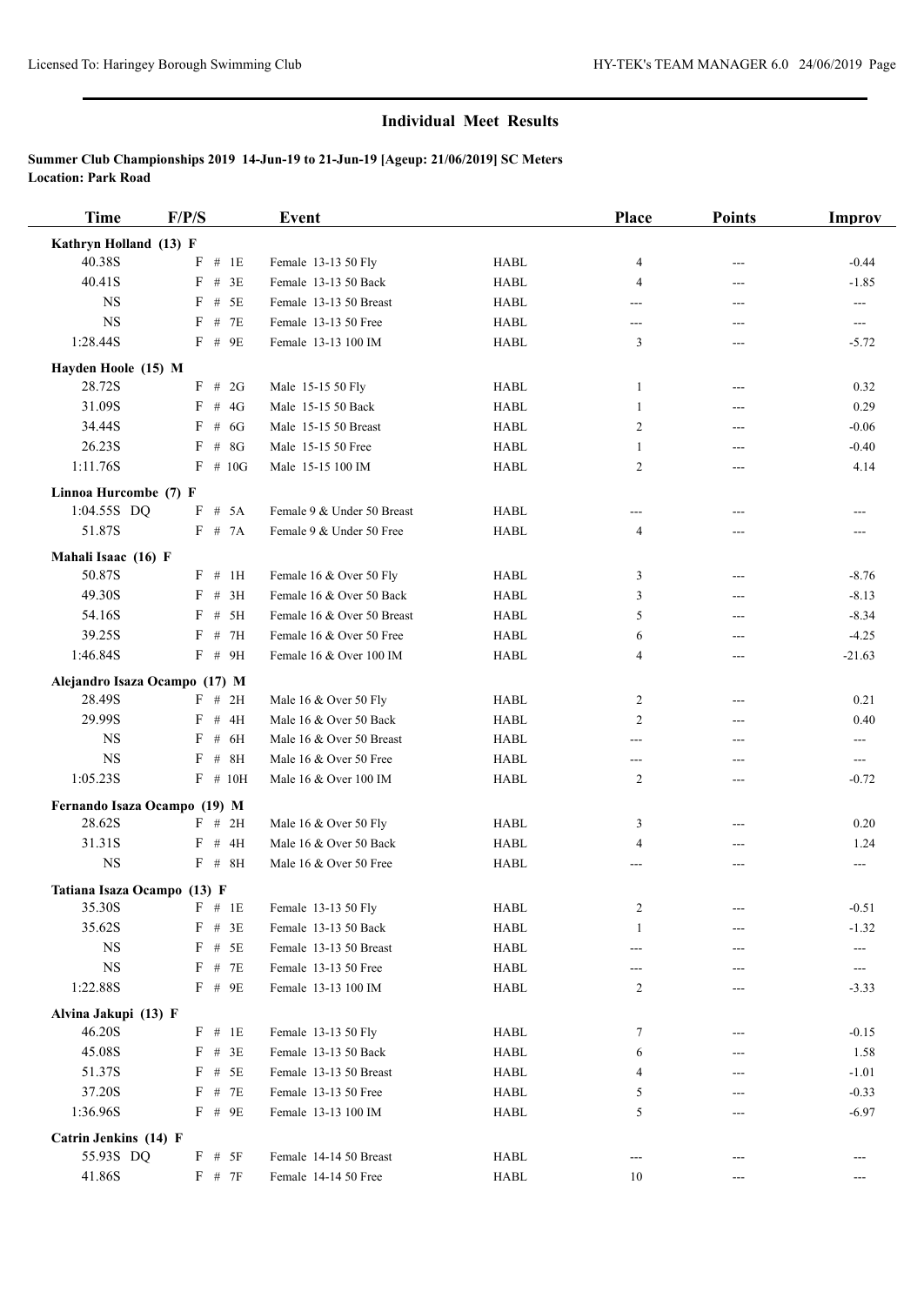## Individual Meet Results

**Summer Club Championships 2019 14-Jun-19 to 21-Jun-19 [Ageup: 21/06/2019] SC Meters**
**Location: Park Road**

| Time | F/P/S | Event | | Place | Points | Improv |
|---|---|---|---|---|---|---|
| **Kathryn Holland (13) F** | | | | | | |
| 40.38S | F # 1E | Female 13-13 50 Fly | HABL | 4 | --- | -0.44 |
| 40.41S | F # 3E | Female 13-13 50 Back | HABL | 4 | --- | -1.85 |
| NS | F # 5E | Female 13-13 50 Breast | HABL | --- | --- | --- |
| NS | F # 7E | Female 13-13 50 Free | HABL | --- | --- | --- |
| 1:28.44S | F # 9E | Female 13-13 100 IM | HABL | 3 | --- | -5.72 |
| **Hayden Hoole (15) M** | | | | | | |
| 28.72S | F # 2G | Male 15-15 50 Fly | HABL | 1 | --- | 0.32 |
| 31.09S | F # 4G | Male 15-15 50 Back | HABL | 1 | --- | 0.29 |
| 34.44S | F # 6G | Male 15-15 50 Breast | HABL | 2 | --- | -0.06 |
| 26.23S | F # 8G | Male 15-15 50 Free | HABL | 1 | --- | -0.40 |
| 1:11.76S | F # 10G | Male 15-15 100 IM | HABL | 2 | --- | 4.14 |
| **Linnoa Hurcombe (7) F** | | | | | | |
| 1:04.55S DQ | F # 5A | Female 9 & Under 50 Breast | HABL | --- | --- | --- |
| 51.87S | F # 7A | Female 9 & Under 50 Free | HABL | 4 | --- | --- |
| **Mahali Isaac (16) F** | | | | | | |
| 50.87S | F # 1H | Female 16 & Over 50 Fly | HABL | 3 | --- | -8.76 |
| 49.30S | F # 3H | Female 16 & Over 50 Back | HABL | 3 | --- | -8.13 |
| 54.16S | F # 5H | Female 16 & Over 50 Breast | HABL | 5 | --- | -8.34 |
| 39.25S | F # 7H | Female 16 & Over 50 Free | HABL | 6 | --- | -4.25 |
| 1:46.84S | F # 9H | Female 16 & Over 100 IM | HABL | 4 | --- | -21.63 |
| **Alejandro Isaza Ocampo (17) M** | | | | | | |
| 28.49S | F # 2H | Male 16 & Over 50 Fly | HABL | 2 | --- | 0.21 |
| 29.99S | F # 4H | Male 16 & Over 50 Back | HABL | 2 | --- | 0.40 |
| NS | F # 6H | Male 16 & Over 50 Breast | HABL | --- | --- | --- |
| NS | F # 8H | Male 16 & Over 50 Free | HABL | --- | --- | --- |
| 1:05.23S | F # 10H | Male 16 & Over 100 IM | HABL | 2 | --- | -0.72 |
| **Fernando Isaza Ocampo (19) M** | | | | | | |
| 28.62S | F # 2H | Male 16 & Over 50 Fly | HABL | 3 | --- | 0.20 |
| 31.31S | F # 4H | Male 16 & Over 50 Back | HABL | 4 | --- | 1.24 |
| NS | F # 8H | Male 16 & Over 50 Free | HABL | --- | --- | --- |
| **Tatiana Isaza Ocampo (13) F** | | | | | | |
| 35.30S | F # 1E | Female 13-13 50 Fly | HABL | 2 | --- | -0.51 |
| 35.62S | F # 3E | Female 13-13 50 Back | HABL | 1 | --- | -1.32 |
| NS | F # 5E | Female 13-13 50 Breast | HABL | --- | --- | --- |
| NS | F # 7E | Female 13-13 50 Free | HABL | --- | --- | --- |
| 1:22.88S | F # 9E | Female 13-13 100 IM | HABL | 2 | --- | -3.33 |
| **Alvina Jakupi (13) F** | | | | | | |
| 46.20S | F # 1E | Female 13-13 50 Fly | HABL | 7 | --- | -0.15 |
| 45.08S | F # 3E | Female 13-13 50 Back | HABL | 6 | --- | 1.58 |
| 51.37S | F # 5E | Female 13-13 50 Breast | HABL | 4 | --- | -1.01 |
| 37.20S | F # 7E | Female 13-13 50 Free | HABL | 5 | --- | -0.33 |
| 1:36.96S | F # 9E | Female 13-13 100 IM | HABL | 5 | --- | -6.97 |
| **Catrin Jenkins (14) F** | | | | | | |
| 55.93S DQ | F # 5F | Female 14-14 50 Breast | HABL | --- | --- | --- |
| 41.86S | F # 7F | Female 14-14 50 Free | HABL | 10 | --- | --- |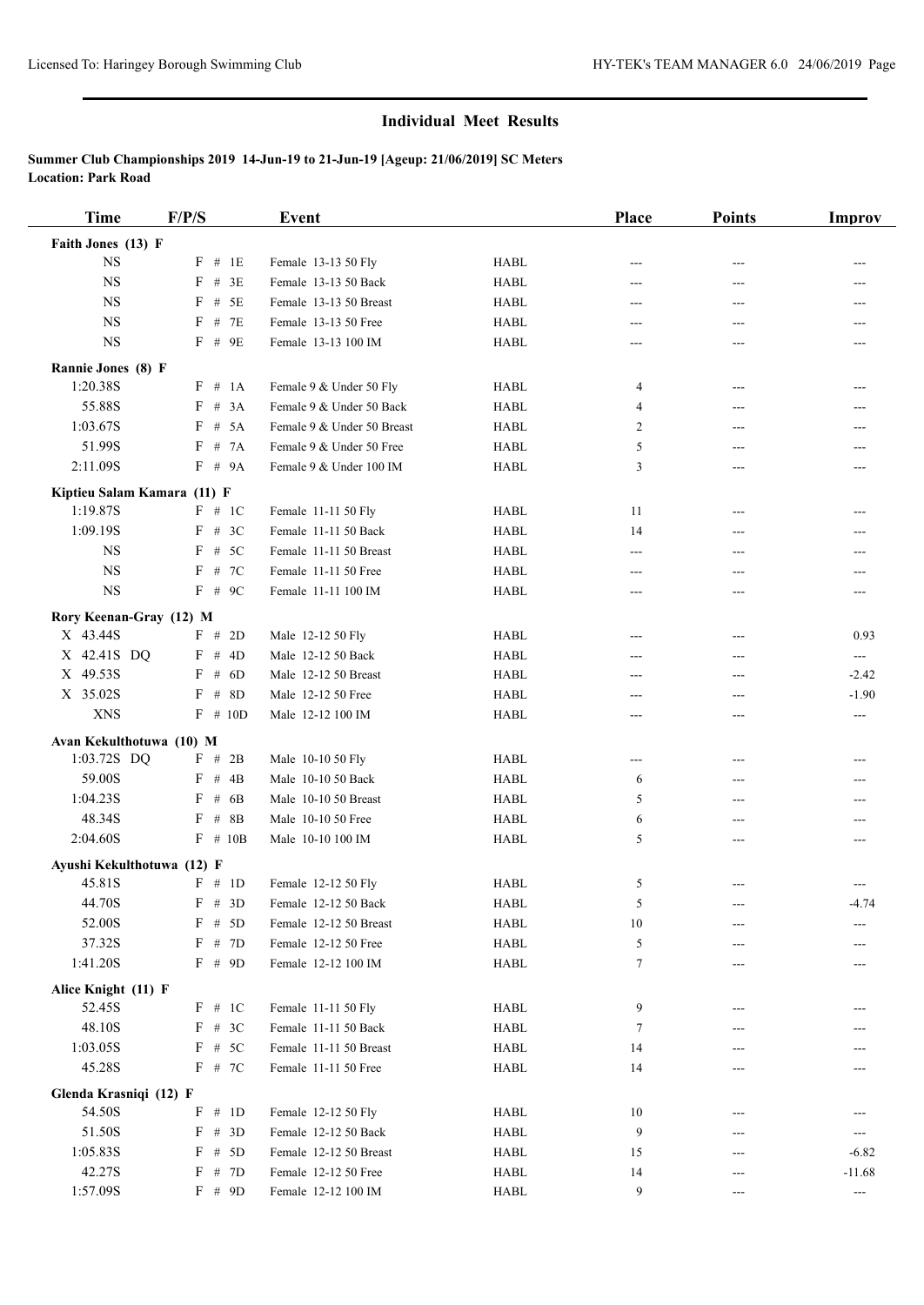## Individual Meet Results

**Summer Club Championships 2019 14-Jun-19 to 21-Jun-19 [Ageup: 21/06/2019] SC Meters**
**Location: Park Road**

| Time | F/P/S | Event | | Place | Points | Improv |
|---|---|---|---|---|---|---|
| **Faith Jones (13) F** | | | | | | |
| NS | F # 1E | Female 13-13 50 Fly | HABL | --- | --- | --- |
| NS | F # 3E | Female 13-13 50 Back | HABL | --- | --- | --- |
| NS | F # 5E | Female 13-13 50 Breast | HABL | --- | --- | --- |
| NS | F # 7E | Female 13-13 50 Free | HABL | --- | --- | --- |
| NS | F # 9E | Female 13-13 100 IM | HABL | --- | --- | --- |
| **Rannie Jones (8) F** | | | | | | |
| 1:20.38S | F # 1A | Female 9 & Under 50 Fly | HABL | 4 | --- | --- |
| 55.88S | F # 3A | Female 9 & Under 50 Back | HABL | 4 | --- | --- |
| 1:03.67S | F # 5A | Female 9 & Under 50 Breast | HABL | 2 | --- | --- |
| 51.99S | F # 7A | Female 9 & Under 50 Free | HABL | 5 | --- | --- |
| 2:11.09S | F # 9A | Female 9 & Under 100 IM | HABL | 3 | --- | --- |
| **Kiptieu Salam Kamara (11) F** | | | | | | |
| 1:19.87S | F # 1C | Female 11-11 50 Fly | HABL | 11 | --- | --- |
| 1:09.19S | F # 3C | Female 11-11 50 Back | HABL | 14 | --- | --- |
| NS | F # 5C | Female 11-11 50 Breast | HABL | --- | --- | --- |
| NS | F # 7C | Female 11-11 50 Free | HABL | --- | --- | --- |
| NS | F # 9C | Female 11-11 100 IM | HABL | --- | --- | --- |
| **Rory Keenan-Gray (12) M** | | | | | | |
| X 43.44S | F # 2D | Male 12-12 50 Fly | HABL | --- | --- | 0.93 |
| X 42.41S DQ | F # 4D | Male 12-12 50 Back | HABL | --- | --- | --- |
| X 49.53S | F # 6D | Male 12-12 50 Breast | HABL | --- | --- | -2.42 |
| X 35.02S | F # 8D | Male 12-12 50 Free | HABL | --- | --- | -1.90 |
| XNS | F # 10D | Male 12-12 100 IM | HABL | --- | --- | --- |
| **Avan Kekulthotuwa (10) M** | | | | | | |
| 1:03.72S DQ | F # 2B | Male 10-10 50 Fly | HABL | --- | --- | --- |
| 59.00S | F # 4B | Male 10-10 50 Back | HABL | 6 | --- | --- |
| 1:04.23S | F # 6B | Male 10-10 50 Breast | HABL | 5 | --- | --- |
| 48.34S | F # 8B | Male 10-10 50 Free | HABL | 6 | --- | --- |
| 2:04.60S | F # 10B | Male 10-10 100 IM | HABL | 5 | --- | --- |
| **Ayushi Kekulthotuwa (12) F** | | | | | | |
| 45.81S | F # 1D | Female 12-12 50 Fly | HABL | 5 | --- | --- |
| 44.70S | F # 3D | Female 12-12 50 Back | HABL | 5 | --- | -4.74 |
| 52.00S | F # 5D | Female 12-12 50 Breast | HABL | 10 | --- | --- |
| 37.32S | F # 7D | Female 12-12 50 Free | HABL | 5 | --- | --- |
| 1:41.20S | F # 9D | Female 12-12 100 IM | HABL | 7 | --- | --- |
| **Alice Knight (11) F** | | | | | | |
| 52.45S | F # 1C | Female 11-11 50 Fly | HABL | 9 | --- | --- |
| 48.10S | F # 3C | Female 11-11 50 Back | HABL | 7 | --- | --- |
| 1:03.05S | F # 5C | Female 11-11 50 Breast | HABL | 14 | --- | --- |
| 45.28S | F # 7C | Female 11-11 50 Free | HABL | 14 | --- | --- |
| **Glenda Krasniqi (12) F** | | | | | | |
| 54.50S | F # 1D | Female 12-12 50 Fly | HABL | 10 | --- | --- |
| 51.50S | F # 3D | Female 12-12 50 Back | HABL | 9 | --- | --- |
| 1:05.83S | F # 5D | Female 12-12 50 Breast | HABL | 15 | --- | -6.82 |
| 42.27S | F # 7D | Female 12-12 50 Free | HABL | 14 | --- | -11.68 |
| 1:57.09S | F # 9D | Female 12-12 100 IM | HABL | 9 | --- | --- |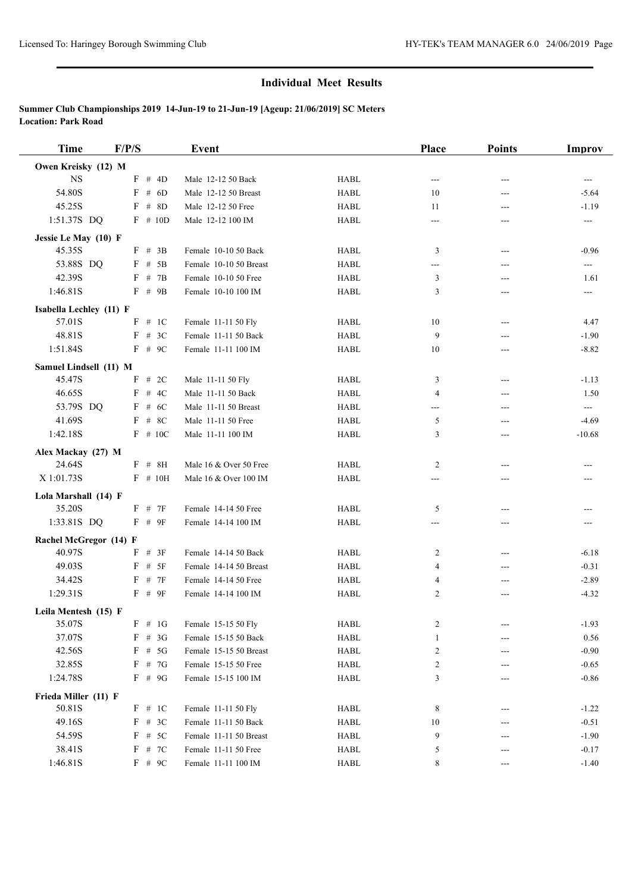## Individual Meet Results

**Summer Club Championships 2019 14-Jun-19 to 21-Jun-19 [Ageup: 21/06/2019] SC Meters**
**Location: Park Road**

| Time | F/P/S | Event | | Place | Points | Improv |
|---|---|---|---|---|---|---|
| **Owen Kreisky (12) M** | | | | | | |
| NS | F # 4D | Male 12-12 50 Back | HABL | --- | --- | --- |
| 54.80S | F # 6D | Male 12-12 50 Breast | HABL | 10 | --- | -5.64 |
| 45.25S | F # 8D | Male 12-12 50 Free | HABL | 11 | --- | -1.19 |
| 1:51.37S DQ | F # 10D | Male 12-12 100 IM | HABL | --- | --- | --- |
| **Jessie Le May (10) F** | | | | | | |
| 45.35S | F # 3B | Female 10-10 50 Back | HABL | 3 | --- | -0.96 |
| 53.88S DQ | F # 5B | Female 10-10 50 Breast | HABL | --- | --- | --- |
| 42.39S | F # 7B | Female 10-10 50 Free | HABL | 3 | --- | 1.61 |
| 1:46.81S | F # 9B | Female 10-10 100 IM | HABL | 3 | --- | --- |
| **Isabella Lechley (11) F** | | | | | | |
| 57.01S | F # 1C | Female 11-11 50 Fly | HABL | 10 | --- | 4.47 |
| 48.81S | F # 3C | Female 11-11 50 Back | HABL | 9 | --- | -1.90 |
| 1:51.84S | F # 9C | Female 11-11 100 IM | HABL | 10 | --- | -8.82 |
| **Samuel Lindsell (11) M** | | | | | | |
| 45.47S | F # 2C | Male 11-11 50 Fly | HABL | 3 | --- | -1.13 |
| 46.65S | F # 4C | Male 11-11 50 Back | HABL | 4 | --- | 1.50 |
| 53.79S DQ | F # 6C | Male 11-11 50 Breast | HABL | --- | --- | --- |
| 41.69S | F # 8C | Male 11-11 50 Free | HABL | 5 | --- | -4.69 |
| 1:42.18S | F # 10C | Male 11-11 100 IM | HABL | 3 | --- | -10.68 |
| **Alex Mackay (27) M** | | | | | | |
| 24.64S | F # 8H | Male 16 & Over 50 Free | HABL | 2 | --- | --- |
| X 1:01.73S | F # 10H | Male 16 & Over 100 IM | HABL | --- | --- | --- |
| **Lola Marshall (14) F** | | | | | | |
| 35.20S | F # 7F | Female 14-14 50 Free | HABL | 5 | --- | --- |
| 1:33.81S DQ | F # 9F | Female 14-14 100 IM | HABL | --- | --- | --- |
| **Rachel McGregor (14) F** | | | | | | |
| 40.97S | F # 3F | Female 14-14 50 Back | HABL | 2 | --- | -6.18 |
| 49.03S | F # 5F | Female 14-14 50 Breast | HABL | 4 | --- | -0.31 |
| 34.42S | F # 7F | Female 14-14 50 Free | HABL | 4 | --- | -2.89 |
| 1:29.31S | F # 9F | Female 14-14 100 IM | HABL | 2 | --- | -4.32 |
| **Leila Mentesh (15) F** | | | | | | |
| 35.07S | F # 1G | Female 15-15 50 Fly | HABL | 2 | --- | -1.93 |
| 37.07S | F # 3G | Female 15-15 50 Back | HABL | 1 | --- | 0.56 |
| 42.56S | F # 5G | Female 15-15 50 Breast | HABL | 2 | --- | -0.90 |
| 32.85S | F # 7G | Female 15-15 50 Free | HABL | 2 | --- | -0.65 |
| 1:24.78S | F # 9G | Female 15-15 100 IM | HABL | 3 | --- | -0.86 |
| **Frieda Miller (11) F** | | | | | | |
| 50.81S | F # 1C | Female 11-11 50 Fly | HABL | 8 | --- | -1.22 |
| 49.16S | F # 3C | Female 11-11 50 Back | HABL | 10 | --- | -0.51 |
| 54.59S | F # 5C | Female 11-11 50 Breast | HABL | 9 | --- | -1.90 |
| 38.41S | F # 7C | Female 11-11 50 Free | HABL | 5 | --- | -0.17 |
| 1:46.81S | F # 9C | Female 11-11 100 IM | HABL | 8 | --- | -1.40 |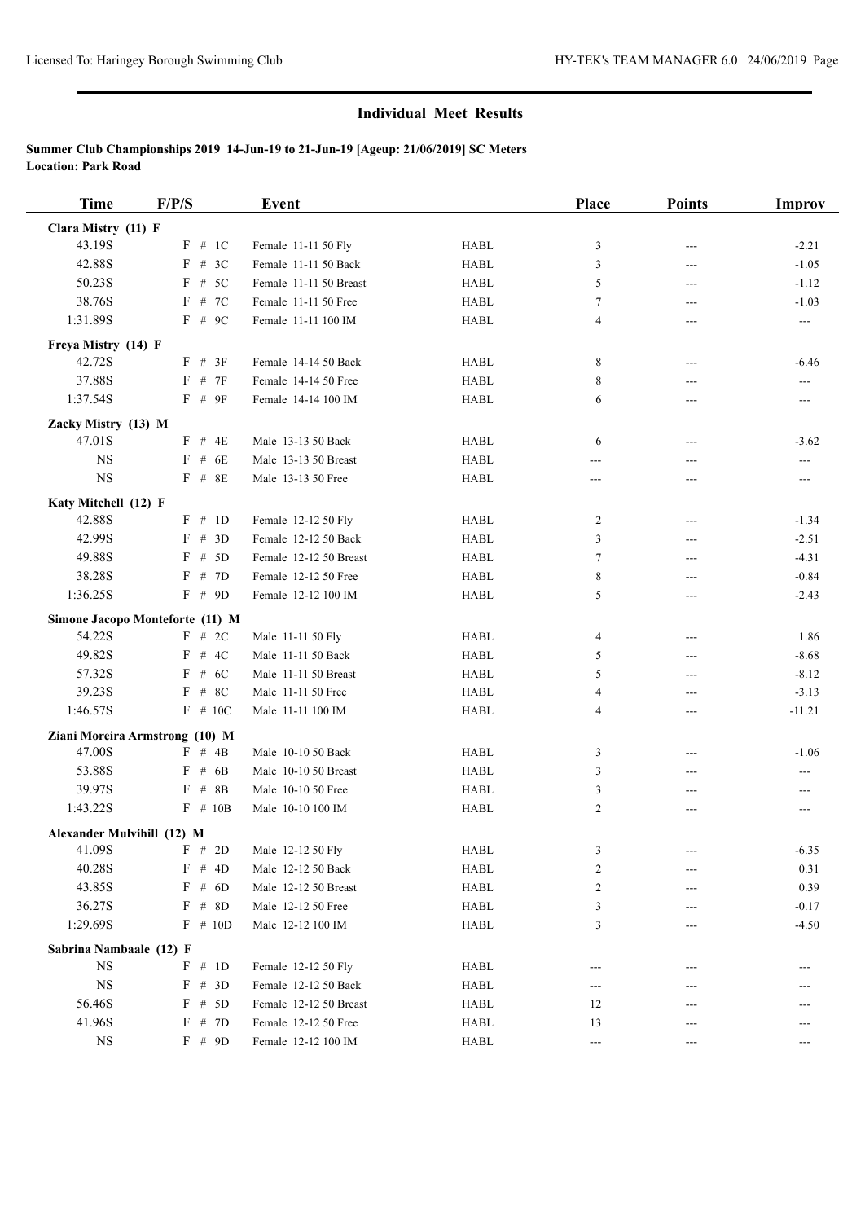## Individual Meet Results

**Summer Club Championships 2019 14-Jun-19 to 21-Jun-19 [Ageup: 21/06/2019] SC Meters**
**Location: Park Road**

| Time | F/P/S | Event | | Place | Points | Improv |
|---|---|---|---|---|---|---|
| **Clara Mistry (11) F** | | | | | | |
| 43.19S | F # 1C | Female 11-11 50 Fly | HABL | 3 | --- | -2.21 |
| 42.88S | F # 3C | Female 11-11 50 Back | HABL | 3 | --- | -1.05 |
| 50.23S | F # 5C | Female 11-11 50 Breast | HABL | 5 | --- | -1.12 |
| 38.76S | F # 7C | Female 11-11 50 Free | HABL | 7 | --- | -1.03 |
| 1:31.89S | F # 9C | Female 11-11 100 IM | HABL | 4 | --- | --- |
| **Freya Mistry (14) F** | | | | | | |
| 42.72S | F # 3F | Female 14-14 50 Back | HABL | 8 | --- | -6.46 |
| 37.88S | F # 7F | Female 14-14 50 Free | HABL | 8 | --- | --- |
| 1:37.54S | F # 9F | Female 14-14 100 IM | HABL | 6 | --- | --- |
| **Zacky Mistry (13) M** | | | | | | |
| 47.01S | F # 4E | Male 13-13 50 Back | HABL | 6 | --- | -3.62 |
| NS | F # 6E | Male 13-13 50 Breast | HABL | --- | --- | --- |
| NS | F # 8E | Male 13-13 50 Free | HABL | --- | --- | --- |
| **Katy Mitchell (12) F** | | | | | | |
| 42.88S | F # 1D | Female 12-12 50 Fly | HABL | 2 | --- | -1.34 |
| 42.99S | F # 3D | Female 12-12 50 Back | HABL | 3 | --- | -2.51 |
| 49.88S | F # 5D | Female 12-12 50 Breast | HABL | 7 | --- | -4.31 |
| 38.28S | F # 7D | Female 12-12 50 Free | HABL | 8 | --- | -0.84 |
| 1:36.25S | F # 9D | Female 12-12 100 IM | HABL | 5 | --- | -2.43 |
| **Simone Jacopo Monteforte (11) M** | | | | | | |
| 54.22S | F # 2C | Male 11-11 50 Fly | HABL | 4 | --- | 1.86 |
| 49.82S | F # 4C | Male 11-11 50 Back | HABL | 5 | --- | -8.68 |
| 57.32S | F # 6C | Male 11-11 50 Breast | HABL | 5 | --- | -8.12 |
| 39.23S | F # 8C | Male 11-11 50 Free | HABL | 4 | --- | -3.13 |
| 1:46.57S | F # 10C | Male 11-11 100 IM | HABL | 4 | --- | -11.21 |
| **Ziani Moreira Armstrong (10) M** | | | | | | |
| 47.00S | F # 4B | Male 10-10 50 Back | HABL | 3 | --- | -1.06 |
| 53.88S | F # 6B | Male 10-10 50 Breast | HABL | 3 | --- | --- |
| 39.97S | F # 8B | Male 10-10 50 Free | HABL | 3 | --- | --- |
| 1:43.22S | F # 10B | Male 10-10 100 IM | HABL | 2 | --- | --- |
| **Alexander Mulvihill (12) M** | | | | | | |
| 41.09S | F # 2D | Male 12-12 50 Fly | HABL | 3 | --- | -6.35 |
| 40.28S | F # 4D | Male 12-12 50 Back | HABL | 2 | --- | 0.31 |
| 43.85S | F # 6D | Male 12-12 50 Breast | HABL | 2 | --- | 0.39 |
| 36.27S | F # 8D | Male 12-12 50 Free | HABL | 3 | --- | -0.17 |
| 1:29.69S | F # 10D | Male 12-12 100 IM | HABL | 3 | --- | -4.50 |
| **Sabrina Nambaale (12) F** | | | | | | |
| NS | F # 1D | Female 12-12 50 Fly | HABL | --- | --- | --- |
| NS | F # 3D | Female 12-12 50 Back | HABL | --- | --- | --- |
| 56.46S | F # 5D | Female 12-12 50 Breast | HABL | 12 | --- | --- |
| 41.96S | F # 7D | Female 12-12 50 Free | HABL | 13 | --- | --- |
| NS | F # 9D | Female 12-12 100 IM | HABL | --- | --- | --- |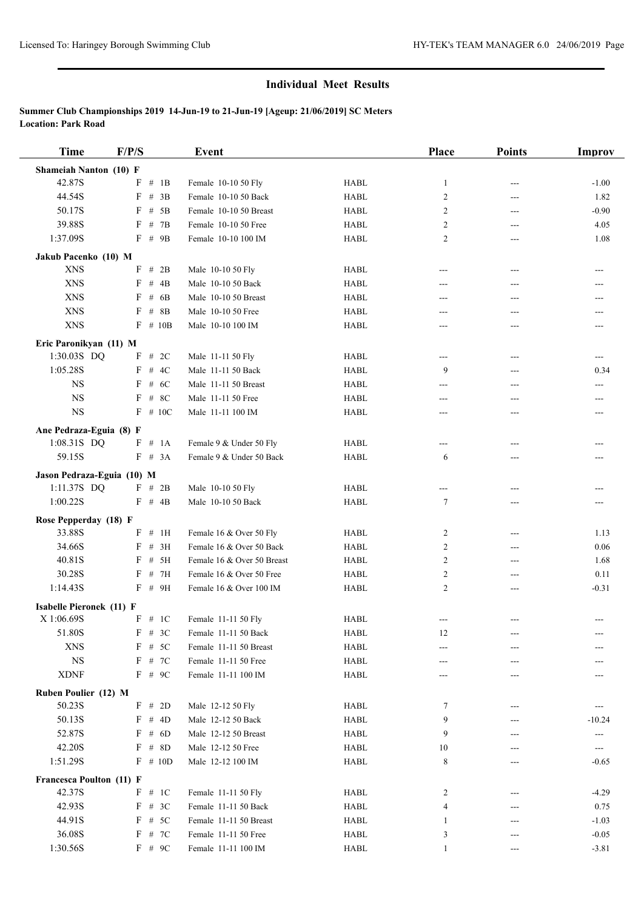Licensed To: Haringey Borough Swimming Club

HY-TEK's TEAM MANAGER 6.0 24/06/2019 Page

## Individual Meet Results

**Summer Club Championships 2019 14-Jun-19 to 21-Jun-19 [Ageup: 21/06/2019] SC Meters**
**Location: Park Road**

| Time | F/P/S | Event | | Place | Points | Improv |
|---|---|---|---|---|---|---|
| **Shameiah Nanton (10) F** | | | | | | |
| 42.87S | F # 1B | Female 10-10 50 Fly | HABL | 1 | --- | -1.00 |
| 44.54S | F # 3B | Female 10-10 50 Back | HABL | 2 | --- | 1.82 |
| 50.17S | F # 5B | Female 10-10 50 Breast | HABL | 2 | --- | -0.90 |
| 39.88S | F # 7B | Female 10-10 50 Free | HABL | 2 | --- | 4.05 |
| 1:37.09S | F # 9B | Female 10-10 100 IM | HABL | 2 | --- | 1.08 |
| **Jakub Pacenko (10) M** | | | | | | |
| XNS | F # 2B | Male 10-10 50 Fly | HABL | --- | --- | --- |
| XNS | F # 4B | Male 10-10 50 Back | HABL | --- | --- | --- |
| XNS | F # 6B | Male 10-10 50 Breast | HABL | --- | --- | --- |
| XNS | F # 8B | Male 10-10 50 Free | HABL | --- | --- | --- |
| XNS | F # 10B | Male 10-10 100 IM | HABL | --- | --- | --- |
| **Eric Paronikyan (11) M** | | | | | | |
| 1:30.03S DQ | F # 2C | Male 11-11 50 Fly | HABL | --- | --- | --- |
| 1:05.28S | F # 4C | Male 11-11 50 Back | HABL | 9 | --- | 0.34 |
| NS | F # 6C | Male 11-11 50 Breast | HABL | --- | --- | --- |
| NS | F # 8C | Male 11-11 50 Free | HABL | --- | --- | --- |
| NS | F # 10C | Male 11-11 100 IM | HABL | --- | --- | --- |
| **Ane Pedraza-Eguia (8) F** | | | | | | |
| 1:08.31S DQ | F # 1A | Female 9 & Under 50 Fly | HABL | --- | --- | --- |
| 59.15S | F # 3A | Female 9 & Under 50 Back | HABL | 6 | --- | --- |
| **Jason Pedraza-Eguia (10) M** | | | | | | |
| 1:11.37S DQ | F # 2B | Male 10-10 50 Fly | HABL | --- | --- | --- |
| 1:00.22S | F # 4B | Male 10-10 50 Back | HABL | 7 | --- | --- |
| **Rose Pepperday (18) F** | | | | | | |
| 33.88S | F # 1H | Female 16 & Over 50 Fly | HABL | 2 | --- | 1.13 |
| 34.66S | F # 3H | Female 16 & Over 50 Back | HABL | 2 | --- | 0.06 |
| 40.81S | F # 5H | Female 16 & Over 50 Breast | HABL | 2 | --- | 1.68 |
| 30.28S | F # 7H | Female 16 & Over 50 Free | HABL | 2 | --- | 0.11 |
| 1:14.43S | F # 9H | Female 16 & Over 100 IM | HABL | 2 | --- | -0.31 |
| **Isabelle Pieronek (11) F** | | | | | | |
| X 1:06.69S | F # 1C | Female 11-11 50 Fly | HABL | --- | --- | --- |
| 51.80S | F # 3C | Female 11-11 50 Back | HABL | 12 | --- | --- |
| XNS | F # 5C | Female 11-11 50 Breast | HABL | --- | --- | --- |
| NS | F # 7C | Female 11-11 50 Free | HABL | --- | --- | --- |
| XDNF | F # 9C | Female 11-11 100 IM | HABL | --- | --- | --- |
| **Ruben Poulier (12) M** | | | | | | |
| 50.23S | F # 2D | Male 12-12 50 Fly | HABL | 7 | --- | --- |
| 50.13S | F # 4D | Male 12-12 50 Back | HABL | 9 | --- | -10.24 |
| 52.87S | F # 6D | Male 12-12 50 Breast | HABL | 9 | --- | --- |
| 42.20S | F # 8D | Male 12-12 50 Free | HABL | 10 | --- | --- |
| 1:51.29S | F # 10D | Male 12-12 100 IM | HABL | 8 | --- | -0.65 |
| **Francesca Poulton (11) F** | | | | | | |
| 42.37S | F # 1C | Female 11-11 50 Fly | HABL | 2 | --- | -4.29 |
| 42.93S | F # 3C | Female 11-11 50 Back | HABL | 4 | --- | 0.75 |
| 44.91S | F # 5C | Female 11-11 50 Breast | HABL | 1 | --- | -1.03 |
| 36.08S | F # 7C | Female 11-11 50 Free | HABL | 3 | --- | -0.05 |
| 1:30.56S | F # 9C | Female 11-11 100 IM | HABL | 1 | --- | -3.81 |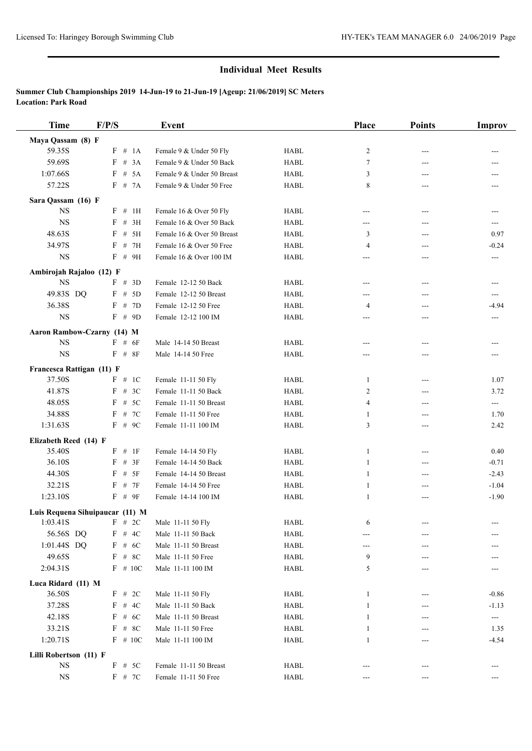## Individual Meet Results

**Summer Club Championships 2019 14-Jun-19 to 21-Jun-19 [Ageup: 21/06/2019] SC Meters**
**Location: Park Road**

| Time | F/P/S | Event | | Place | Points | Improv |
|---|---|---|---|---|---|---|
| **Maya Qassam (8) F** | | | | | | |
| 59.35S | F # 1A | Female 9 & Under 50 Fly | HABL | 2 | --- | --- |
| 59.69S | F # 3A | Female 9 & Under 50 Back | HABL | 7 | --- | --- |
| 1:07.66S | F # 5A | Female 9 & Under 50 Breast | HABL | 3 | --- | --- |
| 57.22S | F # 7A | Female 9 & Under 50 Free | HABL | 8 | --- | --- |
| **Sara Qassam (16) F** | | | | | | |
| NS | F # 1H | Female 16 & Over 50 Fly | HABL | --- | --- | --- |
| NS | F # 3H | Female 16 & Over 50 Back | HABL | --- | --- | --- |
| 48.63S | F # 5H | Female 16 & Over 50 Breast | HABL | 3 | --- | 0.97 |
| 34.97S | F # 7H | Female 16 & Over 50 Free | HABL | 4 | --- | -0.24 |
| NS | F # 9H | Female 16 & Over 100 IM | HABL | --- | --- | --- |
| **Ambirojah Rajaloo (12) F** | | | | | | |
| NS | F # 3D | Female 12-12 50 Back | HABL | --- | --- | --- |
| 49.83S DQ | F # 5D | Female 12-12 50 Breast | HABL | --- | --- | --- |
| 36.38S | F # 7D | Female 12-12 50 Free | HABL | 4 | --- | -4.94 |
| NS | F # 9D | Female 12-12 100 IM | HABL | --- | --- | --- |
| **Aaron Rambow-Czarny (14) M** | | | | | | |
| NS | F # 6F | Male 14-14 50 Breast | HABL | --- | --- | --- |
| NS | F # 8F | Male 14-14 50 Free | HABL | --- | --- | --- |
| **Francesca Rattigan (11) F** | | | | | | |
| 37.50S | F # 1C | Female 11-11 50 Fly | HABL | 1 | --- | 1.07 |
| 41.87S | F # 3C | Female 11-11 50 Back | HABL | 2 | --- | 3.72 |
| 48.05S | F # 5C | Female 11-11 50 Breast | HABL | 4 | --- | --- |
| 34.88S | F # 7C | Female 11-11 50 Free | HABL | 1 | --- | 1.70 |
| 1:31.63S | F # 9C | Female 11-11 100 IM | HABL | 3 | --- | 2.42 |
| **Elizabeth Reed (14) F** | | | | | | |
| 35.40S | F # 1F | Female 14-14 50 Fly | HABL | 1 | --- | 0.40 |
| 36.10S | F # 3F | Female 14-14 50 Back | HABL | 1 | --- | -0.71 |
| 44.30S | F # 5F | Female 14-14 50 Breast | HABL | 1 | --- | -2.43 |
| 32.21S | F # 7F | Female 14-14 50 Free | HABL | 1 | --- | -1.04 |
| 1:23.10S | F # 9F | Female 14-14 100 IM | HABL | 1 | --- | -1.90 |
| **Luis Requena Sihuipaucar (11) M** | | | | | | |
| 1:03.41S | F # 2C | Male 11-11 50 Fly | HABL | 6 | --- | --- |
| 56.56S DQ | F # 4C | Male 11-11 50 Back | HABL | --- | --- | --- |
| 1:01.44S DQ | F # 6C | Male 11-11 50 Breast | HABL | --- | --- | --- |
| 49.65S | F # 8C | Male 11-11 50 Free | HABL | 9 | --- | --- |
| 2:04.31S | F # 10C | Male 11-11 100 IM | HABL | 5 | --- | --- |
| **Luca Ridard (11) M** | | | | | | |
| 36.50S | F # 2C | Male 11-11 50 Fly | HABL | 1 | --- | -0.86 |
| 37.28S | F # 4C | Male 11-11 50 Back | HABL | 1 | --- | -1.13 |
| 42.18S | F # 6C | Male 11-11 50 Breast | HABL | 1 | --- | --- |
| 33.21S | F # 8C | Male 11-11 50 Free | HABL | 1 | --- | 1.35 |
| 1:20.71S | F # 10C | Male 11-11 100 IM | HABL | 1 | --- | -4.54 |
| **Lilli Robertson (11) F** | | | | | | |
| NS | F # 5C | Female 11-11 50 Breast | HABL | --- | --- | --- |
| NS | F # 7C | Female 11-11 50 Free | HABL | --- | --- | --- |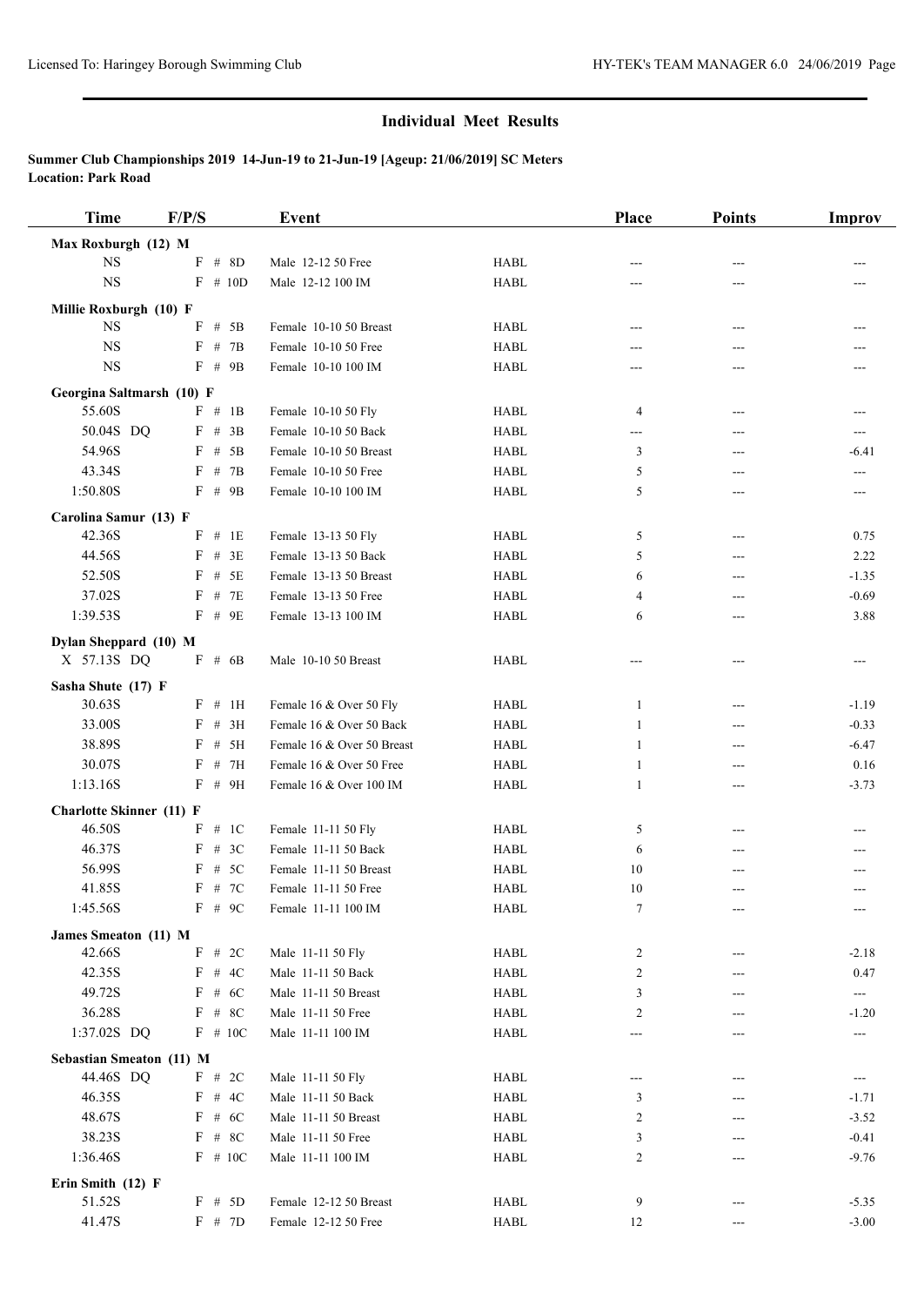## Individual Meet Results

**Summer Club Championships 2019 14-Jun-19 to 21-Jun-19 [Ageup: 21/06/2019] SC Meters**
**Location: Park Road**

| Time | F/P/S | | Event | | Place | Points | Improv |
|---|---|---|---|---|---|---|---|
| **Max Roxburgh (12) M** | | | | | | | |
| NS | F | # 8D | Male 12-12 50 Free | HABL | --- | --- | --- |
| NS | F | # 10D | Male 12-12 100 IM | HABL | --- | --- | --- |
| **Millie Roxburgh (10) F** | | | | | | | |
| NS | F | # 5B | Female 10-10 50 Breast | HABL | --- | --- | --- |
| NS | F | # 7B | Female 10-10 50 Free | HABL | --- | --- | --- |
| NS | F | # 9B | Female 10-10 100 IM | HABL | --- | --- | --- |
| **Georgina Saltmarsh (10) F** | | | | | | | |
| 55.60S | F | # 1B | Female 10-10 50 Fly | HABL | 4 | --- | --- |
| 50.04S DQ | F | # 3B | Female 10-10 50 Back | HABL | --- | --- | --- |
| 54.96S | F | # 5B | Female 10-10 50 Breast | HABL | 3 | --- | -6.41 |
| 43.34S | F | # 7B | Female 10-10 50 Free | HABL | 5 | --- | --- |
| 1:50.80S | F | # 9B | Female 10-10 100 IM | HABL | 5 | --- | --- |
| **Carolina Samur (13) F** | | | | | | | |
| 42.36S | F | # 1E | Female 13-13 50 Fly | HABL | 5 | --- | 0.75 |
| 44.56S | F | # 3E | Female 13-13 50 Back | HABL | 5 | --- | 2.22 |
| 52.50S | F | # 5E | Female 13-13 50 Breast | HABL | 6 | --- | -1.35 |
| 37.02S | F | # 7E | Female 13-13 50 Free | HABL | 4 | --- | -0.69 |
| 1:39.53S | F | # 9E | Female 13-13 100 IM | HABL | 6 | --- | 3.88 |
| **Dylan Sheppard (10) M** | | | | | | | |
| X 57.13S DQ | F | # 6B | Male 10-10 50 Breast | HABL | --- | --- | --- |
| **Sasha Shute (17) F** | | | | | | | |
| 30.63S | F | # 1H | Female 16 & Over 50 Fly | HABL | 1 | --- | -1.19 |
| 33.00S | F | # 3H | Female 16 & Over 50 Back | HABL | 1 | --- | -0.33 |
| 38.89S | F | # 5H | Female 16 & Over 50 Breast | HABL | 1 | --- | -6.47 |
| 30.07S | F | # 7H | Female 16 & Over 50 Free | HABL | 1 | --- | 0.16 |
| 1:13.16S | F | # 9H | Female 16 & Over 100 IM | HABL | 1 | --- | -3.73 |
| **Charlotte Skinner (11) F** | | | | | | | |
| 46.50S | F | # 1C | Female 11-11 50 Fly | HABL | 5 | --- | --- |
| 46.37S | F | # 3C | Female 11-11 50 Back | HABL | 6 | --- | --- |
| 56.99S | F | # 5C | Female 11-11 50 Breast | HABL | 10 | --- | --- |
| 41.85S | F | # 7C | Female 11-11 50 Free | HABL | 10 | --- | --- |
| 1:45.56S | F | # 9C | Female 11-11 100 IM | HABL | 7 | --- | --- |
| **James Smeaton (11) M** | | | | | | | |
| 42.66S | F | # 2C | Male 11-11 50 Fly | HABL | 2 | --- | -2.18 |
| 42.35S | F | # 4C | Male 11-11 50 Back | HABL | 2 | --- | 0.47 |
| 49.72S | F | # 6C | Male 11-11 50 Breast | HABL | 3 | --- | --- |
| 36.28S | F | # 8C | Male 11-11 50 Free | HABL | 2 | --- | -1.20 |
| 1:37.02S DQ | F | # 10C | Male 11-11 100 IM | HABL | --- | --- | --- |
| **Sebastian Smeaton (11) M** | | | | | | | |
| 44.46S DQ | F | # 2C | Male 11-11 50 Fly | HABL | --- | --- | --- |
| 46.35S | F | # 4C | Male 11-11 50 Back | HABL | 3 | --- | -1.71 |
| 48.67S | F | # 6C | Male 11-11 50 Breast | HABL | 2 | --- | -3.52 |
| 38.23S | F | # 8C | Male 11-11 50 Free | HABL | 3 | --- | -0.41 |
| 1:36.46S | F | # 10C | Male 11-11 100 IM | HABL | 2 | --- | -9.76 |
| **Erin Smith (12) F** | | | | | | | |
| 51.52S | F | # 5D | Female 12-12 50 Breast | HABL | 9 | --- | -5.35 |
| 41.47S | F | # 7D | Female 12-12 50 Free | HABL | 12 | --- | -3.00 |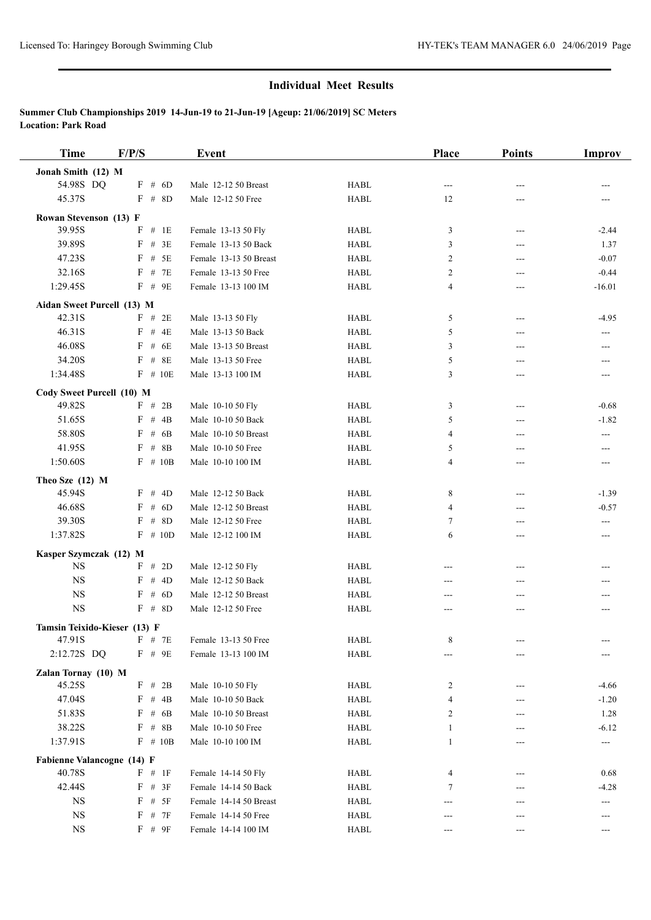## Individual Meet Results

**Summer Club Championships 2019 14-Jun-19 to 21-Jun-19 [Ageup: 21/06/2019] SC Meters**
**Location: Park Road**

| Time | F/P/S | Event | | Place | Points | Improv |
|---|---|---|---|---|---|---|
| **Jonah Smith (12) M** | | | | | | |
| 54.98S DQ | F # 6D | Male 12-12 50 Breast | HABL | --- | --- | --- |
| 45.37S | F # 8D | Male 12-12 50 Free | HABL | 12 | --- | --- |
| **Rowan Stevenson (13) F** | | | | | | |
| 39.95S | F # 1E | Female 13-13 50 Fly | HABL | 3 | --- | -2.44 |
| 39.89S | F # 3E | Female 13-13 50 Back | HABL | 3 | --- | 1.37 |
| 47.23S | F # 5E | Female 13-13 50 Breast | HABL | 2 | --- | -0.07 |
| 32.16S | F # 7E | Female 13-13 50 Free | HABL | 2 | --- | -0.44 |
| 1:29.45S | F # 9E | Female 13-13 100 IM | HABL | 4 | --- | -16.01 |
| **Aidan Sweet Purcell (13) M** | | | | | | |
| 42.31S | F # 2E | Male 13-13 50 Fly | HABL | 5 | --- | -4.95 |
| 46.31S | F # 4E | Male 13-13 50 Back | HABL | 5 | --- | --- |
| 46.08S | F # 6E | Male 13-13 50 Breast | HABL | 3 | --- | --- |
| 34.20S | F # 8E | Male 13-13 50 Free | HABL | 5 | --- | --- |
| 1:34.48S | F # 10E | Male 13-13 100 IM | HABL | 3 | --- | --- |
| **Cody Sweet Purcell (10) M** | | | | | | |
| 49.82S | F # 2B | Male 10-10 50 Fly | HABL | 3 | --- | -0.68 |
| 51.65S | F # 4B | Male 10-10 50 Back | HABL | 5 | --- | -1.82 |
| 58.80S | F # 6B | Male 10-10 50 Breast | HABL | 4 | --- | --- |
| 41.95S | F # 8B | Male 10-10 50 Free | HABL | 5 | --- | --- |
| 1:50.60S | F # 10B | Male 10-10 100 IM | HABL | 4 | --- | --- |
| **Theo Sze (12) M** | | | | | | |
| 45.94S | F # 4D | Male 12-12 50 Back | HABL | 8 | --- | -1.39 |
| 46.68S | F # 6D | Male 12-12 50 Breast | HABL | 4 | --- | -0.57 |
| 39.30S | F # 8D | Male 12-12 50 Free | HABL | 7 | --- | --- |
| 1:37.82S | F # 10D | Male 12-12 100 IM | HABL | 6 | --- | --- |
| **Kasper Szymczak (12) M** | | | | | | |
| NS | F # 2D | Male 12-12 50 Fly | HABL | --- | --- | --- |
| NS | F # 4D | Male 12-12 50 Back | HABL | --- | --- | --- |
| NS | F # 6D | Male 12-12 50 Breast | HABL | --- | --- | --- |
| NS | F # 8D | Male 12-12 50 Free | HABL | --- | --- | --- |
| **Tamsin Teixido-Kieser (13) F** | | | | | | |
| 47.91S | F # 7E | Female 13-13 50 Free | HABL | 8 | --- | --- |
| 2:12.72S DQ | F # 9E | Female 13-13 100 IM | HABL | --- | --- | --- |
| **Zalan Tornay (10) M** | | | | | | |
| 45.25S | F # 2B | Male 10-10 50 Fly | HABL | 2 | --- | -4.66 |
| 47.04S | F # 4B | Male 10-10 50 Back | HABL | 4 | --- | -1.20 |
| 51.83S | F # 6B | Male 10-10 50 Breast | HABL | 2 | --- | 1.28 |
| 38.22S | F # 8B | Male 10-10 50 Free | HABL | 1 | --- | -6.12 |
| 1:37.91S | F # 10B | Male 10-10 100 IM | HABL | 1 | --- | --- |
| **Fabienne Valancogne (14) F** | | | | | | |
| 40.78S | F # 1F | Female 14-14 50 Fly | HABL | 4 | --- | 0.68 |
| 42.44S | F # 3F | Female 14-14 50 Back | HABL | 7 | --- | -4.28 |
| NS | F # 5F | Female 14-14 50 Breast | HABL | --- | --- | --- |
| NS | F # 7F | Female 14-14 50 Free | HABL | --- | --- | --- |
| NS | F # 9F | Female 14-14 100 IM | HABL | --- | --- | --- |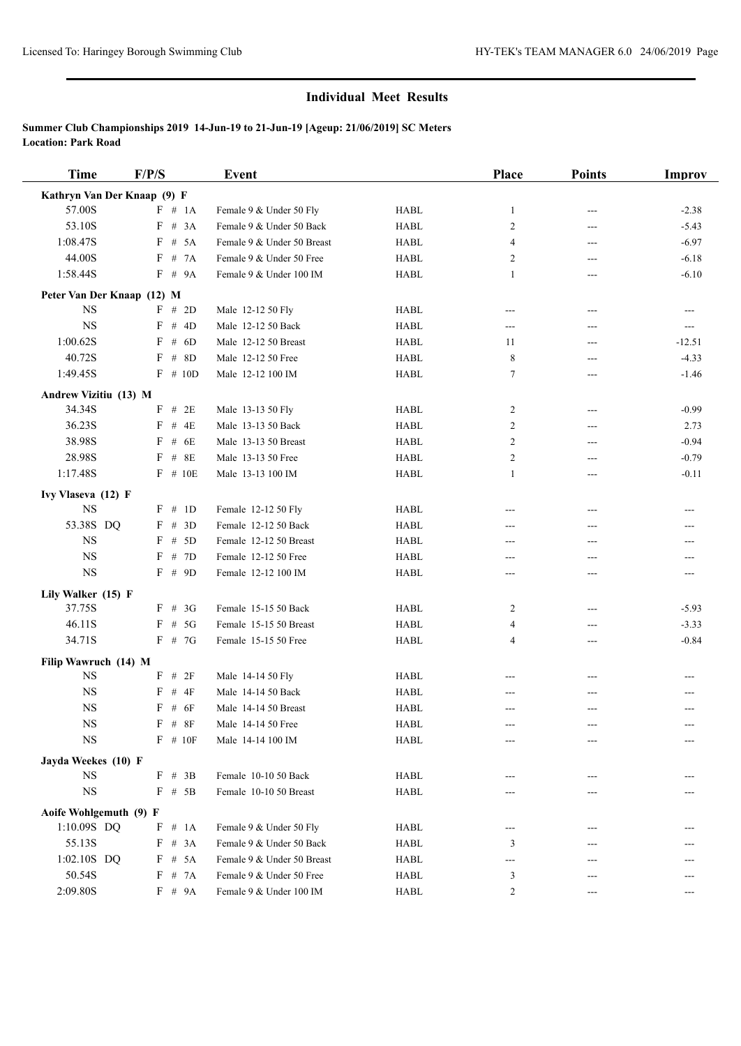## Individual Meet Results

**Summer Club Championships 2019 14-Jun-19 to 21-Jun-19 [Ageup: 21/06/2019] SC Meters**
**Location: Park Road**

| Time | F/P/S | Event | | Place | Points | Improv |
|---|---|---|---|---|---|---|
| **Kathryn Van Der Knaap (9) F** | | | | | | |
| 57.00S | F # 1A | Female 9 & Under 50 Fly | HABL | 1 | --- | -2.38 |
| 53.10S | F # 3A | Female 9 & Under 50 Back | HABL | 2 | --- | -5.43 |
| 1:08.47S | F # 5A | Female 9 & Under 50 Breast | HABL | 4 | --- | -6.97 |
| 44.00S | F # 7A | Female 9 & Under 50 Free | HABL | 2 | --- | -6.18 |
| 1:58.44S | F # 9A | Female 9 & Under 100 IM | HABL | 1 | --- | -6.10 |
| **Peter Van Der Knaap (12) M** | | | | | | |
| NS | F # 2D | Male 12-12 50 Fly | HABL | --- | --- | --- |
| NS | F # 4D | Male 12-12 50 Back | HABL | --- | --- | --- |
| 1:00.62S | F # 6D | Male 12-12 50 Breast | HABL | 11 | --- | -12.51 |
| 40.72S | F # 8D | Male 12-12 50 Free | HABL | 8 | --- | -4.33 |
| 1:49.45S | F # 10D | Male 12-12 100 IM | HABL | 7 | --- | -1.46 |
| **Andrew Vizitiu (13) M** | | | | | | |
| 34.34S | F # 2E | Male 13-13 50 Fly | HABL | 2 | --- | -0.99 |
| 36.23S | F # 4E | Male 13-13 50 Back | HABL | 2 | --- | 2.73 |
| 38.98S | F # 6E | Male 13-13 50 Breast | HABL | 2 | --- | -0.94 |
| 28.98S | F # 8E | Male 13-13 50 Free | HABL | 2 | --- | -0.79 |
| 1:17.48S | F # 10E | Male 13-13 100 IM | HABL | 1 | --- | -0.11 |
| **Ivy Vlaseva (12) F** | | | | | | |
| NS | F # 1D | Female 12-12 50 Fly | HABL | --- | --- | --- |
| 53.38S DQ | F # 3D | Female 12-12 50 Back | HABL | --- | --- | --- |
| NS | F # 5D | Female 12-12 50 Breast | HABL | --- | --- | --- |
| NS | F # 7D | Female 12-12 50 Free | HABL | --- | --- | --- |
| NS | F # 9D | Female 12-12 100 IM | HABL | --- | --- | --- |
| **Lily Walker (15) F** | | | | | | |
| 37.75S | F # 3G | Female 15-15 50 Back | HABL | 2 | --- | -5.93 |
| 46.11S | F # 5G | Female 15-15 50 Breast | HABL | 4 | --- | -3.33 |
| 34.71S | F # 7G | Female 15-15 50 Free | HABL | 4 | --- | -0.84 |
| **Filip Wawruch (14) M** | | | | | | |
| NS | F # 2F | Male 14-14 50 Fly | HABL | --- | --- | --- |
| NS | F # 4F | Male 14-14 50 Back | HABL | --- | --- | --- |
| NS | F # 6F | Male 14-14 50 Breast | HABL | --- | --- | --- |
| NS | F # 8F | Male 14-14 50 Free | HABL | --- | --- | --- |
| NS | F # 10F | Male 14-14 100 IM | HABL | --- | --- | --- |
| **Jayda Weekes (10) F** | | | | | | |
| NS | F # 3B | Female 10-10 50 Back | HABL | --- | --- | --- |
| NS | F # 5B | Female 10-10 50 Breast | HABL | --- | --- | --- |
| **Aoife Wohlgemuth (9) F** | | | | | | |
| 1:10.09S DQ | F # 1A | Female 9 & Under 50 Fly | HABL | --- | --- | --- |
| 55.13S | F # 3A | Female 9 & Under 50 Back | HABL | 3 | --- | --- |
| 1:02.10S DQ | F # 5A | Female 9 & Under 50 Breast | HABL | --- | --- | --- |
| 50.54S | F # 7A | Female 9 & Under 50 Free | HABL | 3 | --- | --- |
| 2:09.80S | F # 9A | Female 9 & Under 100 IM | HABL | 2 | --- | --- |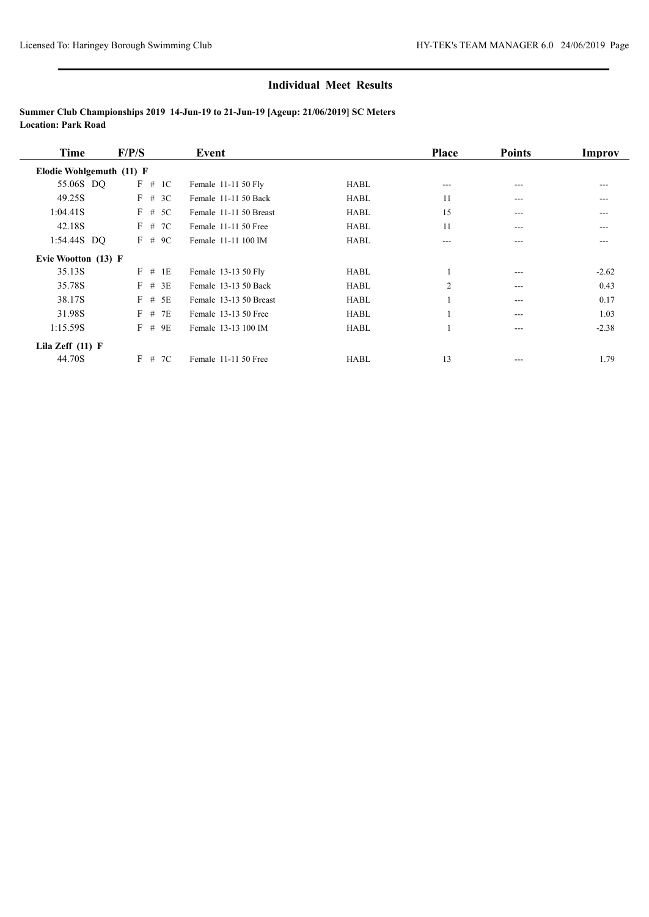## Individual Meet Results

**Summary Club Championships 2019 14-Jun-19 to 21-Jun-19 [Ageup: 21/06/2019] SC Meters**
**Location: Park Road**

| Time | F/P/S | Event | | Place | Points | Improv |
|---|---|---|---|---|---|---|
| **Elodie Wohlgemuth (11) F** | | | | | | |
| 55.06S DQ | F # 1C | Female 11-11 50 Fly | HABL | --- | --- | --- |
| 49.25S | F # 3C | Female 11-11 50 Back | HABL | 11 | --- | --- |
| 1:04.41S | F # 5C | Female 11-11 50 Breast | HABL | 15 | --- | --- |
| 42.18S | F # 7C | Female 11-11 50 Free | HABL | 11 | --- | --- |
| 1:54.44S DQ | F # 9C | Female 11-11 100 IM | HABL | --- | --- | --- |
| **Evie Wootton (13) F** | | | | | | |
| 35.13S | F # 1E | Female 13-13 50 Fly | HABL | 1 | --- | -2.62 |
| 35.78S | F # 3E | Female 13-13 50 Back | HABL | 2 | --- | 0.43 |
| 38.17S | F # 5E | Female 13-13 50 Breast | HABL | 1 | --- | 0.17 |
| 31.98S | F # 7E | Female 13-13 50 Free | HABL | 1 | --- | 1.03 |
| 1:15.59S | F # 9E | Female 13-13 100 IM | HABL | 1 | --- | -2.38 |
| **Lila Zeff (11) F** | | | | | | |
| 44.70S | F # 7C | Female 11-11 50 Free | HABL | 13 | --- | 1.79 |